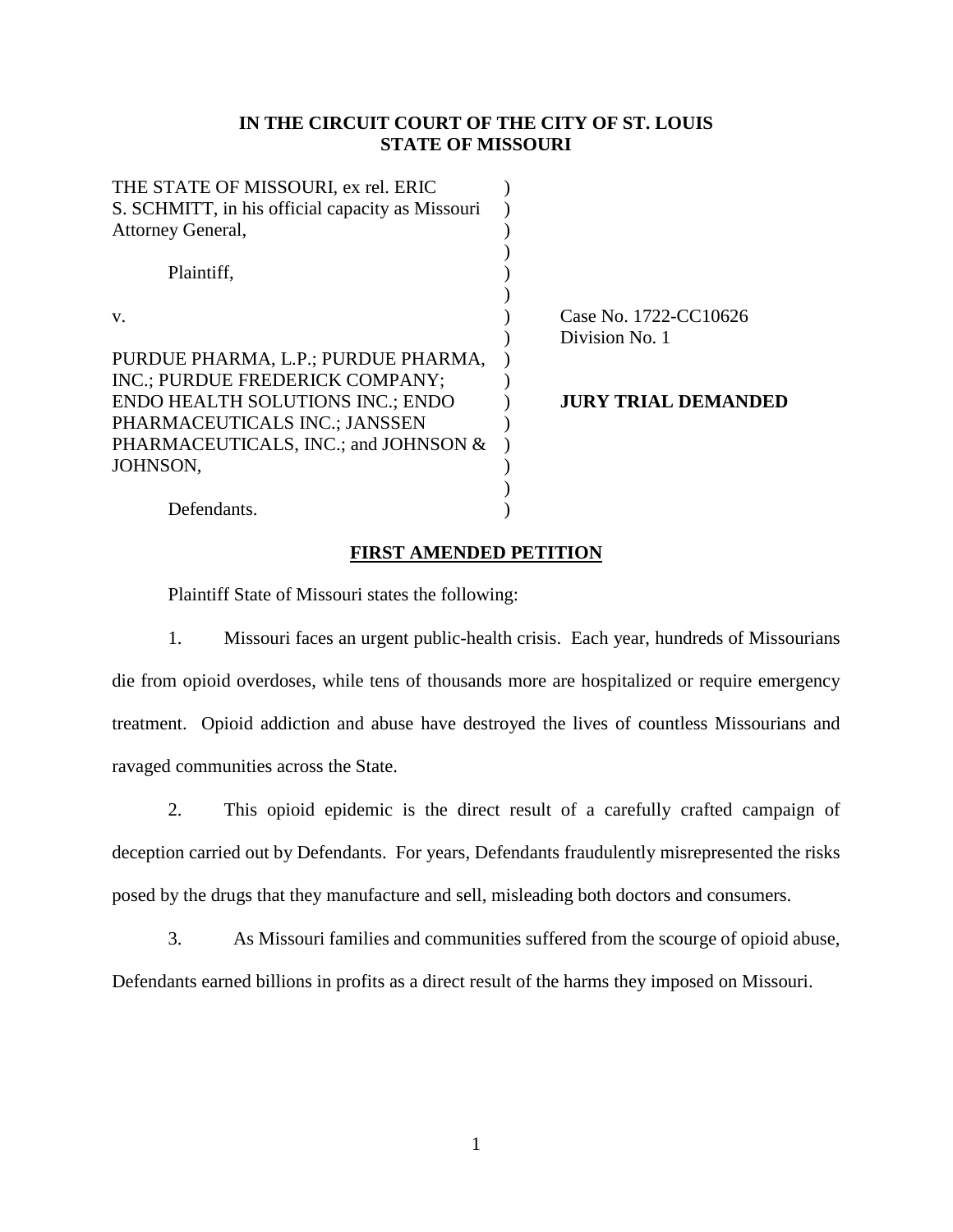**IN THE CIRCUIT COURT OF THE CITY OF ST. LOUIS**
**STATE OF MISSOURI**

| | | |
|---|---|---|
| THE STATE OF MISSOURI, ex rel. ERIC S. SCHMITT, in his official capacity as Missouri Attorney General, | ) | |
| Plaintiff, | ) | |
| v. | ) | Case No. 1722-CC10626 |
| | ) | Division No. 1 |
| PURDUE PHARMA, L.P.; PURDUE PHARMA, INC.; PURDUE FREDERICK COMPANY; ENDO HEALTH SOLUTIONS INC.; ENDO PHARMACEUTICALS INC.; JANSSEN PHARMACEUTICALS, INC.; and JOHNSON & JOHNSON, | ) | **JURY TRIAL DEMANDED** |
| Defendants. | ) | |

**FIRST AMENDED PETITION**

Plaintiff State of Missouri states the following:

1. Missouri faces an urgent public-health crisis. Each year, hundreds of Missourians die from opioid overdoses, while tens of thousands more are hospitalized or require emergency treatment. Opioid addiction and abuse have destroyed the lives of countless Missourians and ravaged communities across the State.

2. This opioid epidemic is the direct result of a carefully crafted campaign of deception carried out by Defendants. For years, Defendants fraudulently misrepresented the risks posed by the drugs that they manufacture and sell, misleading both doctors and consumers.

3. As Missouri families and communities suffered from the scourge of opioid abuse, Defendants earned billions in profits as a direct result of the harms they imposed on Missouri.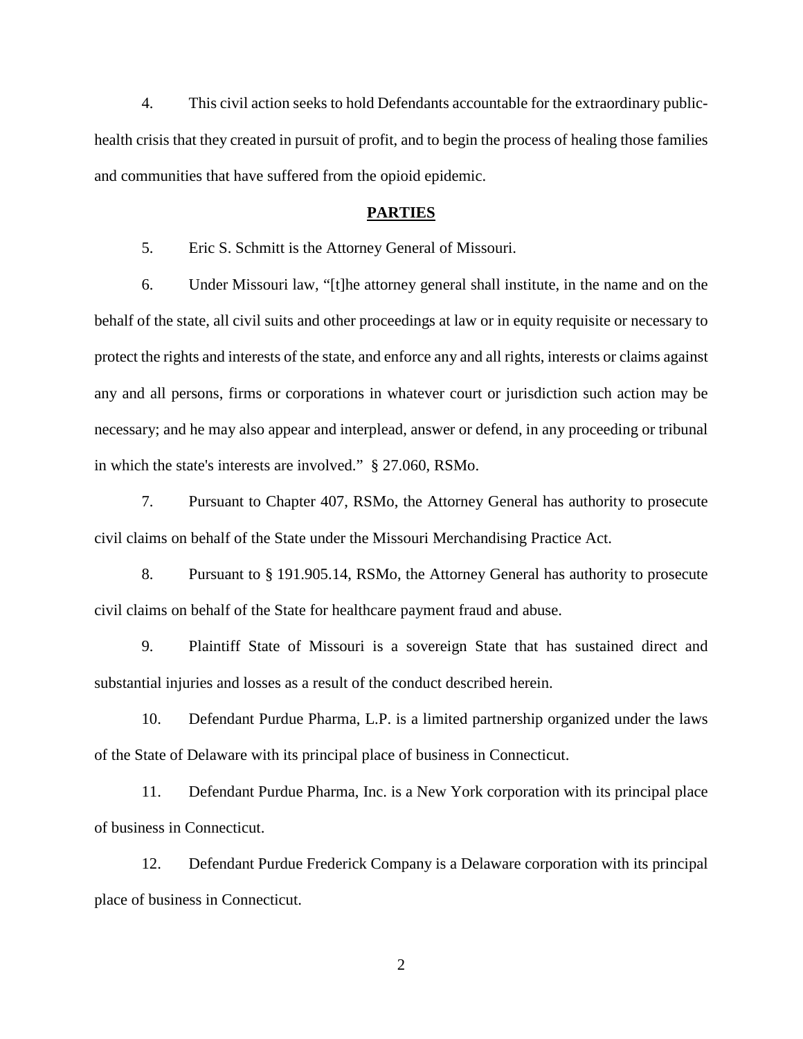4. This civil action seeks to hold Defendants accountable for the extraordinary public-health crisis that they created in pursuit of profit, and to begin the process of healing those families and communities that have suffered from the opioid epidemic.

## **PARTIES**

5. Eric S. Schmitt is the Attorney General of Missouri.

6. Under Missouri law, "[t]he attorney general shall institute, in the name and on the behalf of the state, all civil suits and other proceedings at law or in equity requisite or necessary to protect the rights and interests of the state, and enforce any and all rights, interests or claims against any and all persons, firms or corporations in whatever court or jurisdiction such action may be necessary; and he may also appear and interplead, answer or defend, in any proceeding or tribunal in which the state's interests are involved." § 27.060, RSMo.

7. Pursuant to Chapter 407, RSMo, the Attorney General has authority to prosecute civil claims on behalf of the State under the Missouri Merchandising Practice Act.

8. Pursuant to § 191.905.14, RSMo, the Attorney General has authority to prosecute civil claims on behalf of the State for healthcare payment fraud and abuse.

9. Plaintiff State of Missouri is a sovereign State that has sustained direct and substantial injuries and losses as a result of the conduct described herein.

10. Defendant Purdue Pharma, L.P. is a limited partnership organized under the laws of the State of Delaware with its principal place of business in Connecticut.

11. Defendant Purdue Pharma, Inc. is a New York corporation with its principal place of business in Connecticut.

12. Defendant Purdue Frederick Company is a Delaware corporation with its principal place of business in Connecticut.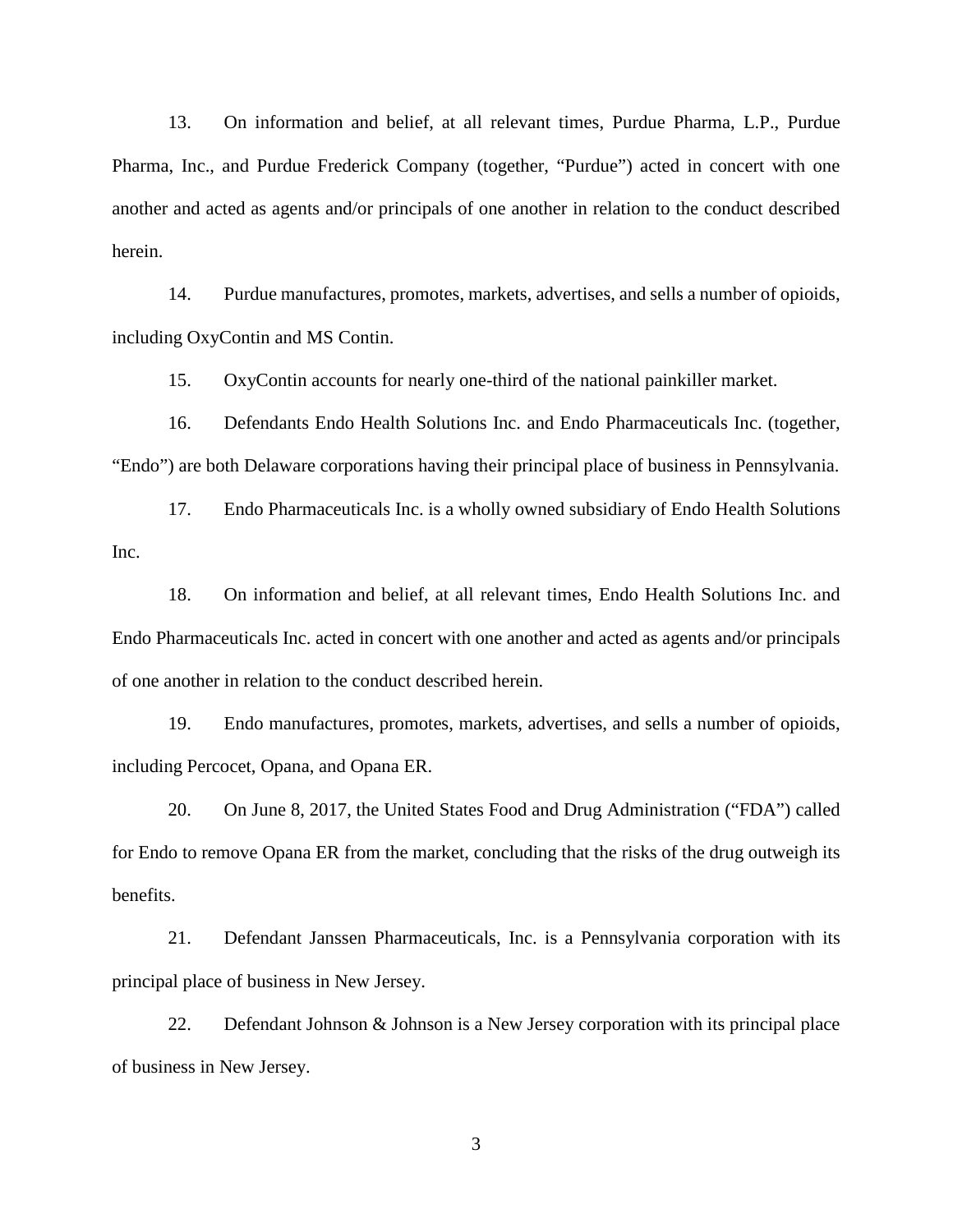13. On information and belief, at all relevant times, Purdue Pharma, L.P., Purdue Pharma, Inc., and Purdue Frederick Company (together, "Purdue") acted in concert with one another and acted as agents and/or principals of one another in relation to the conduct described herein.

14. Purdue manufactures, promotes, markets, advertises, and sells a number of opioids, including OxyContin and MS Contin.

15. OxyContin accounts for nearly one-third of the national painkiller market.

16. Defendants Endo Health Solutions Inc. and Endo Pharmaceuticals Inc. (together, "Endo") are both Delaware corporations having their principal place of business in Pennsylvania.

17. Endo Pharmaceuticals Inc. is a wholly owned subsidiary of Endo Health Solutions Inc.

18. On information and belief, at all relevant times, Endo Health Solutions Inc. and Endo Pharmaceuticals Inc. acted in concert with one another and acted as agents and/or principals of one another in relation to the conduct described herein.

19. Endo manufactures, promotes, markets, advertises, and sells a number of opioids, including Percocet, Opana, and Opana ER.

20. On June 8, 2017, the United States Food and Drug Administration ("FDA") called for Endo to remove Opana ER from the market, concluding that the risks of the drug outweigh its benefits.

21. Defendant Janssen Pharmaceuticals, Inc. is a Pennsylvania corporation with its principal place of business in New Jersey.

22. Defendant Johnson & Johnson is a New Jersey corporation with its principal place of business in New Jersey.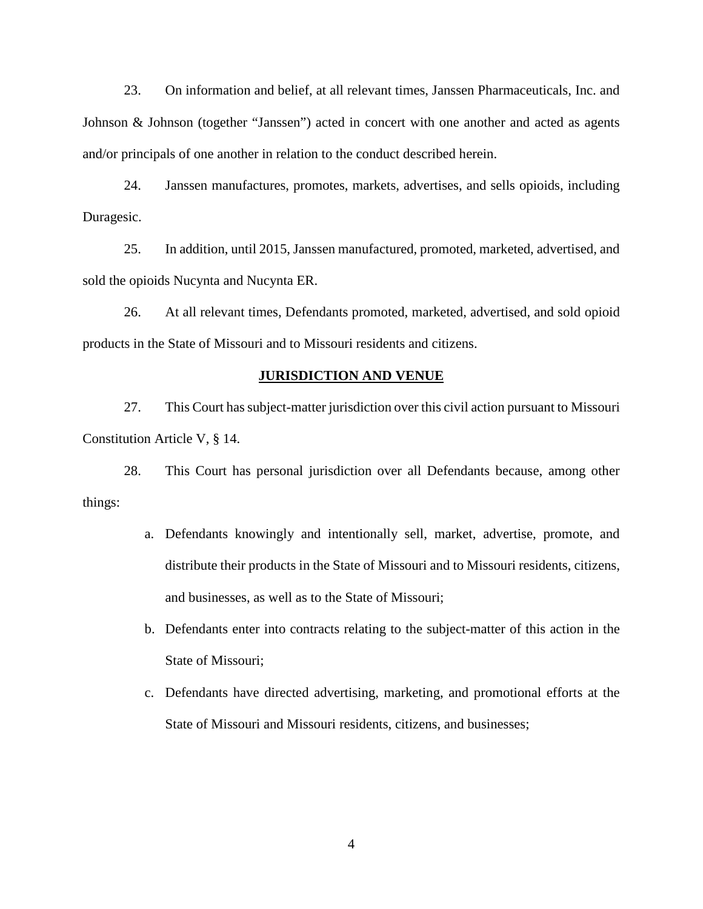23. On information and belief, at all relevant times, Janssen Pharmaceuticals, Inc. and Johnson & Johnson (together "Janssen") acted in concert with one another and acted as agents and/or principals of one another in relation to the conduct described herein.

24. Janssen manufactures, promotes, markets, advertises, and sells opioids, including Duragesic.

25. In addition, until 2015, Janssen manufactured, promoted, marketed, advertised, and sold the opioids Nucynta and Nucynta ER.

26. At all relevant times, Defendants promoted, marketed, advertised, and sold opioid products in the State of Missouri and to Missouri residents and citizens.

## JURISDICTION AND VENUE

27. This Court has subject-matter jurisdiction over this civil action pursuant to Missouri Constitution Article V, § 14.

28. This Court has personal jurisdiction over all Defendants because, among other things:

a. Defendants knowingly and intentionally sell, market, advertise, promote, and distribute their products in the State of Missouri and to Missouri residents, citizens, and businesses, as well as to the State of Missouri;

b. Defendants enter into contracts relating to the subject-matter of this action in the State of Missouri;

c. Defendants have directed advertising, marketing, and promotional efforts at the State of Missouri and Missouri residents, citizens, and businesses;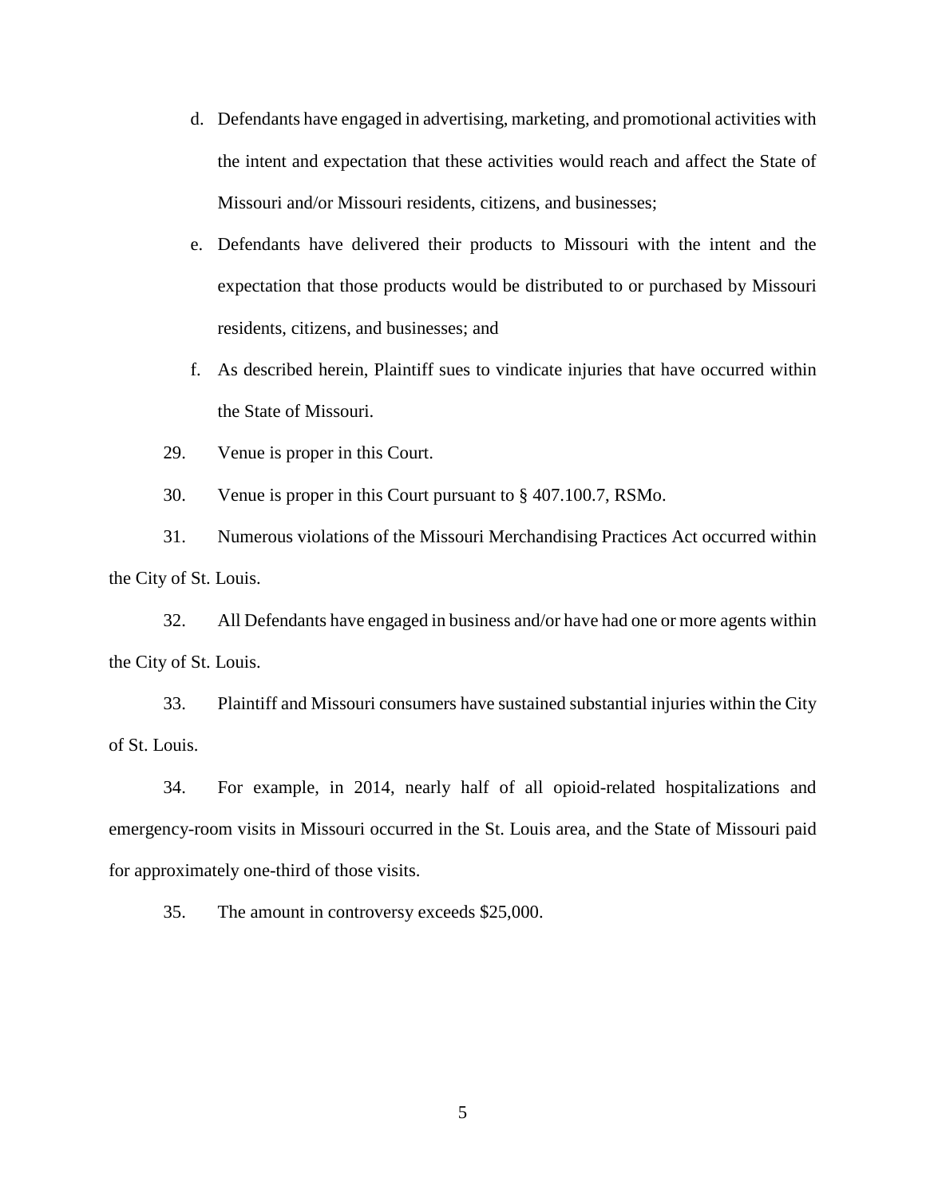d. Defendants have engaged in advertising, marketing, and promotional activities with the intent and expectation that these activities would reach and affect the State of Missouri and/or Missouri residents, citizens, and businesses;

e. Defendants have delivered their products to Missouri with the intent and the expectation that those products would be distributed to or purchased by Missouri residents, citizens, and businesses; and

f. As described herein, Plaintiff sues to vindicate injuries that have occurred within the State of Missouri.

29. Venue is proper in this Court.

30. Venue is proper in this Court pursuant to § 407.100.7, RSMo.

31. Numerous violations of the Missouri Merchandising Practices Act occurred within the City of St. Louis.

32. All Defendants have engaged in business and/or have had one or more agents within the City of St. Louis.

33. Plaintiff and Missouri consumers have sustained substantial injuries within the City of St. Louis.

34. For example, in 2014, nearly half of all opioid-related hospitalizations and emergency-room visits in Missouri occurred in the St. Louis area, and the State of Missouri paid for approximately one-third of those visits.

35. The amount in controversy exceeds $25,000.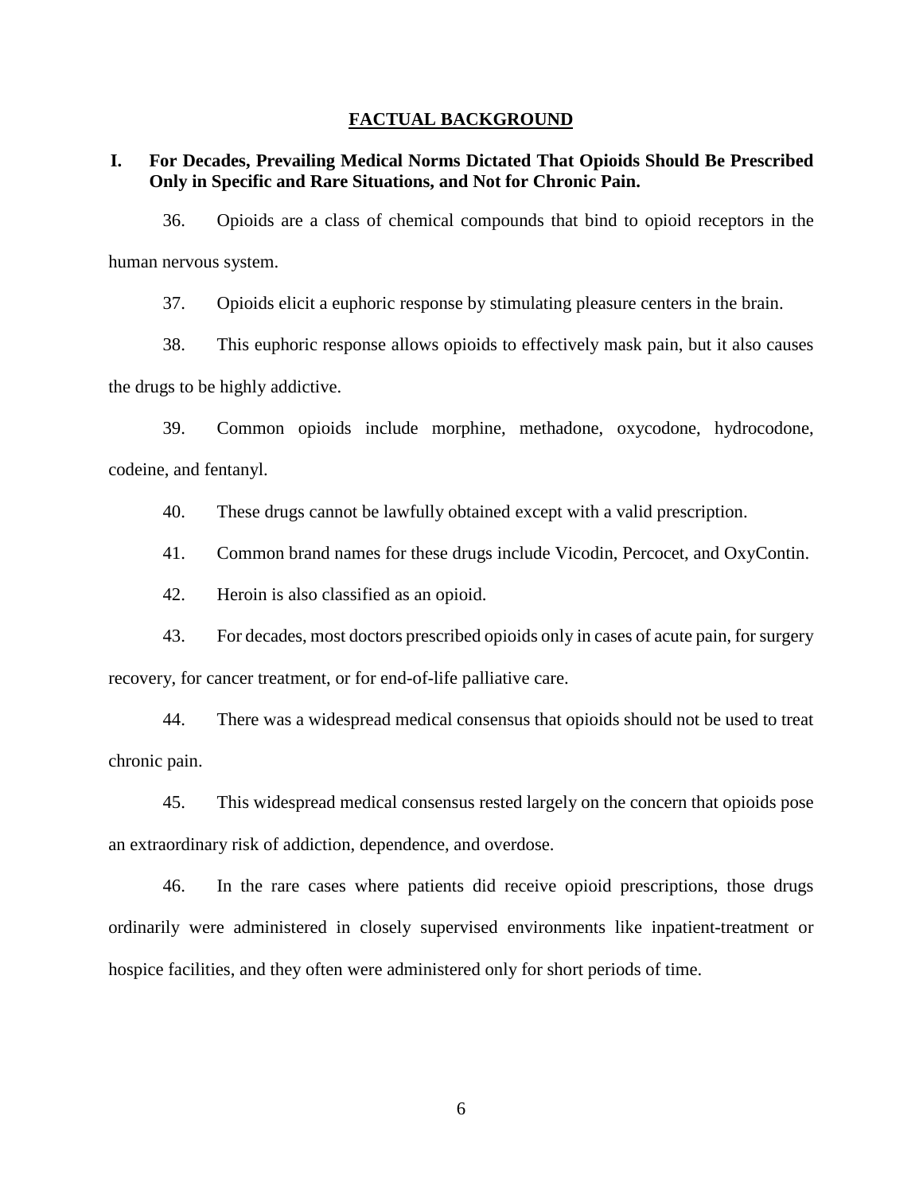## FACTUAL BACKGROUND

### I. For Decades, Prevailing Medical Norms Dictated That Opioids Should Be Prescribed Only in Specific and Rare Situations, and Not for Chronic Pain.

36. Opioids are a class of chemical compounds that bind to opioid receptors in the human nervous system.

37. Opioids elicit a euphoric response by stimulating pleasure centers in the brain.

38. This euphoric response allows opioids to effectively mask pain, but it also causes the drugs to be highly addictive.

39. Common opioids include morphine, methadone, oxycodone, hydrocodone, codeine, and fentanyl.

40. These drugs cannot be lawfully obtained except with a valid prescription.

41. Common brand names for these drugs include Vicodin, Percocet, and OxyContin.

42. Heroin is also classified as an opioid.

43. For decades, most doctors prescribed opioids only in cases of acute pain, for surgery recovery, for cancer treatment, or for end-of-life palliative care.

44. There was a widespread medical consensus that opioids should not be used to treat chronic pain.

45. This widespread medical consensus rested largely on the concern that opioids pose an extraordinary risk of addiction, dependence, and overdose.

46. In the rare cases where patients did receive opioid prescriptions, those drugs ordinarily were administered in closely supervised environments like inpatient-treatment or hospice facilities, and they often were administered only for short periods of time.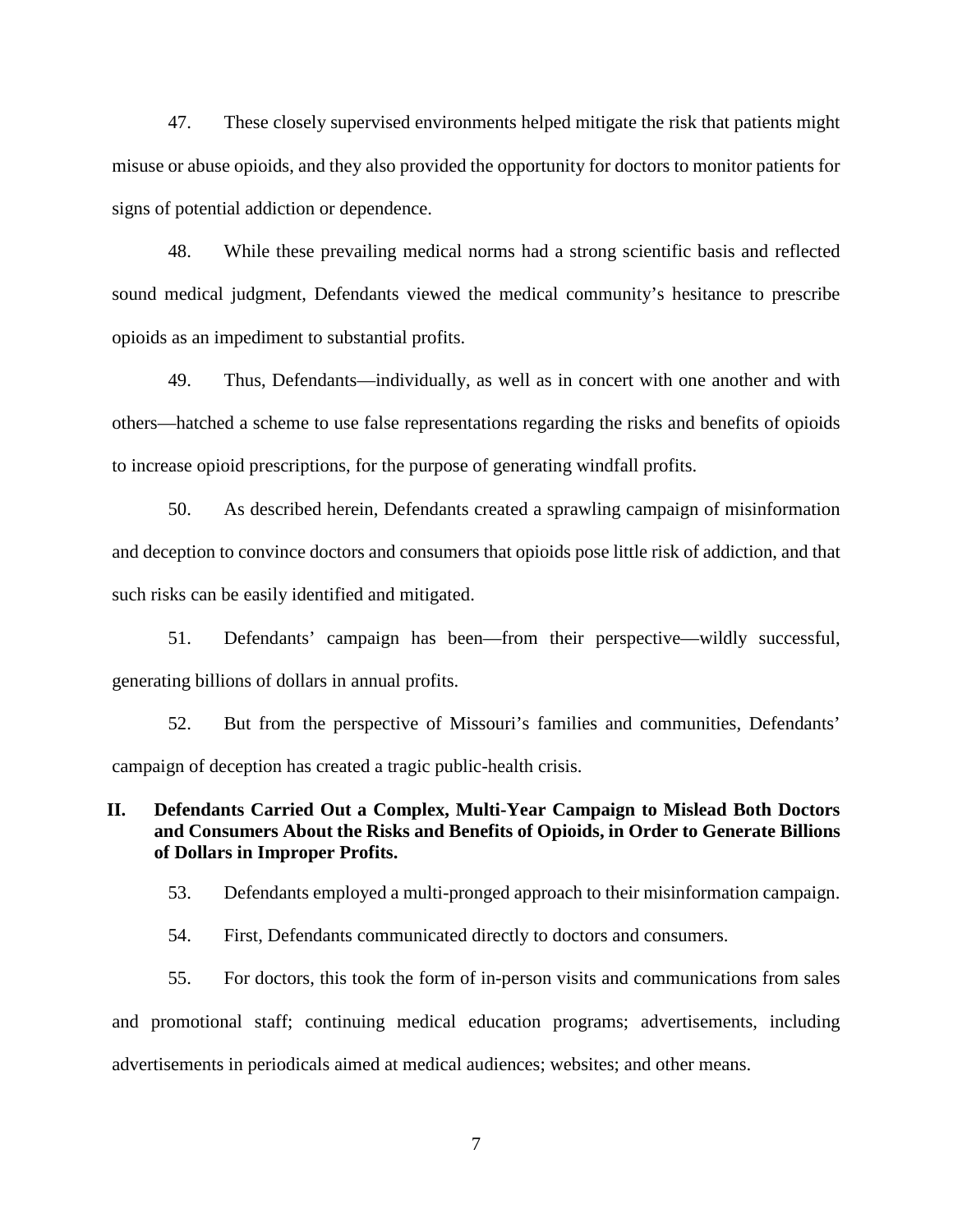47. These closely supervised environments helped mitigate the risk that patients might misuse or abuse opioids, and they also provided the opportunity for doctors to monitor patients for signs of potential addiction or dependence.

48. While these prevailing medical norms had a strong scientific basis and reflected sound medical judgment, Defendants viewed the medical community's hesitance to prescribe opioids as an impediment to substantial profits.

49. Thus, Defendants—individually, as well as in concert with one another and with others—hatched a scheme to use false representations regarding the risks and benefits of opioids to increase opioid prescriptions, for the purpose of generating windfall profits.

50. As described herein, Defendants created a sprawling campaign of misinformation and deception to convince doctors and consumers that opioids pose little risk of addiction, and that such risks can be easily identified and mitigated.

51. Defendants' campaign has been—from their perspective—wildly successful, generating billions of dollars in annual profits.

52. But from the perspective of Missouri's families and communities, Defendants' campaign of deception has created a tragic public-health crisis.

## II. Defendants Carried Out a Complex, Multi-Year Campaign to Mislead Both Doctors and Consumers About the Risks and Benefits of Opioids, in Order to Generate Billions of Dollars in Improper Profits.

53. Defendants employed a multi-pronged approach to their misinformation campaign.

54. First, Defendants communicated directly to doctors and consumers.

55. For doctors, this took the form of in-person visits and communications from sales and promotional staff; continuing medical education programs; advertisements, including advertisements in periodicals aimed at medical audiences; websites; and other means.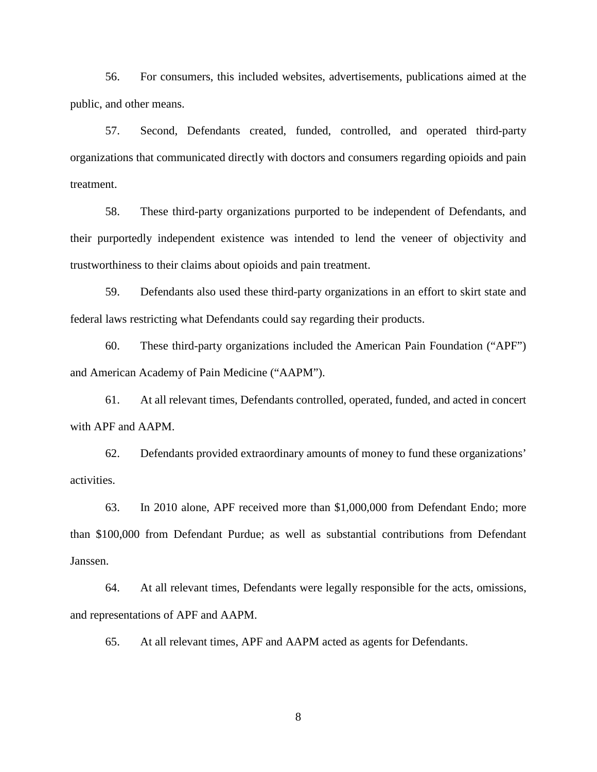56. For consumers, this included websites, advertisements, publications aimed at the public, and other means.

57. Second, Defendants created, funded, controlled, and operated third-party organizations that communicated directly with doctors and consumers regarding opioids and pain treatment.

58. These third-party organizations purported to be independent of Defendants, and their purportedly independent existence was intended to lend the veneer of objectivity and trustworthiness to their claims about opioids and pain treatment.

59. Defendants also used these third-party organizations in an effort to skirt state and federal laws restricting what Defendants could say regarding their products.

60. These third-party organizations included the American Pain Foundation ("APF") and American Academy of Pain Medicine ("AAPM").

61. At all relevant times, Defendants controlled, operated, funded, and acted in concert with APF and AAPM.

62. Defendants provided extraordinary amounts of money to fund these organizations' activities.

63. In 2010 alone, APF received more than $1,000,000 from Defendant Endo; more than $100,000 from Defendant Purdue; as well as substantial contributions from Defendant Janssen.

64. At all relevant times, Defendants were legally responsible for the acts, omissions, and representations of APF and AAPM.

65. At all relevant times, APF and AAPM acted as agents for Defendants.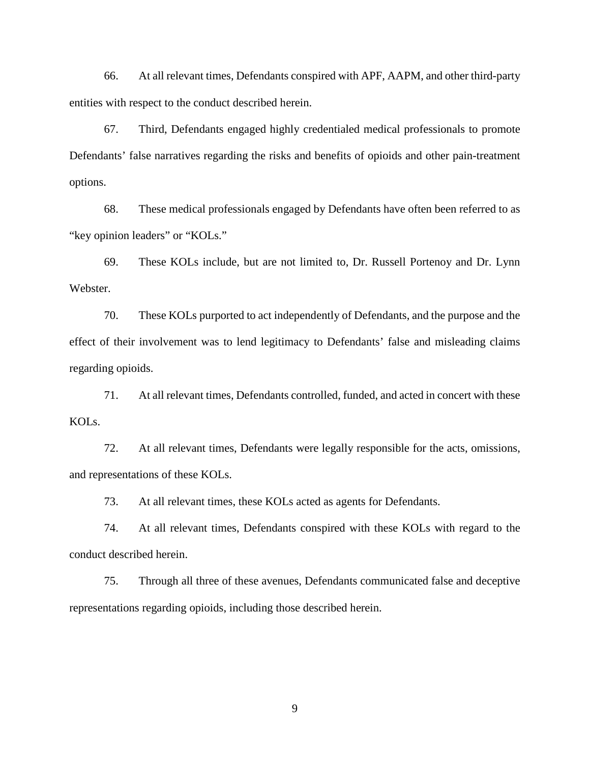66. At all relevant times, Defendants conspired with APF, AAPM, and other third-party entities with respect to the conduct described herein.

67. Third, Defendants engaged highly credentialed medical professionals to promote Defendants' false narratives regarding the risks and benefits of opioids and other pain-treatment options.

68. These medical professionals engaged by Defendants have often been referred to as "key opinion leaders" or "KOLs."

69. These KOLs include, but are not limited to, Dr. Russell Portenoy and Dr. Lynn Webster.

70. These KOLs purported to act independently of Defendants, and the purpose and the effect of their involvement was to lend legitimacy to Defendants' false and misleading claims regarding opioids.

71. At all relevant times, Defendants controlled, funded, and acted in concert with these KOLs.

72. At all relevant times, Defendants were legally responsible for the acts, omissions, and representations of these KOLs.

73. At all relevant times, these KOLs acted as agents for Defendants.

74. At all relevant times, Defendants conspired with these KOLs with regard to the conduct described herein.

75. Through all three of these avenues, Defendants communicated false and deceptive representations regarding opioids, including those described herein.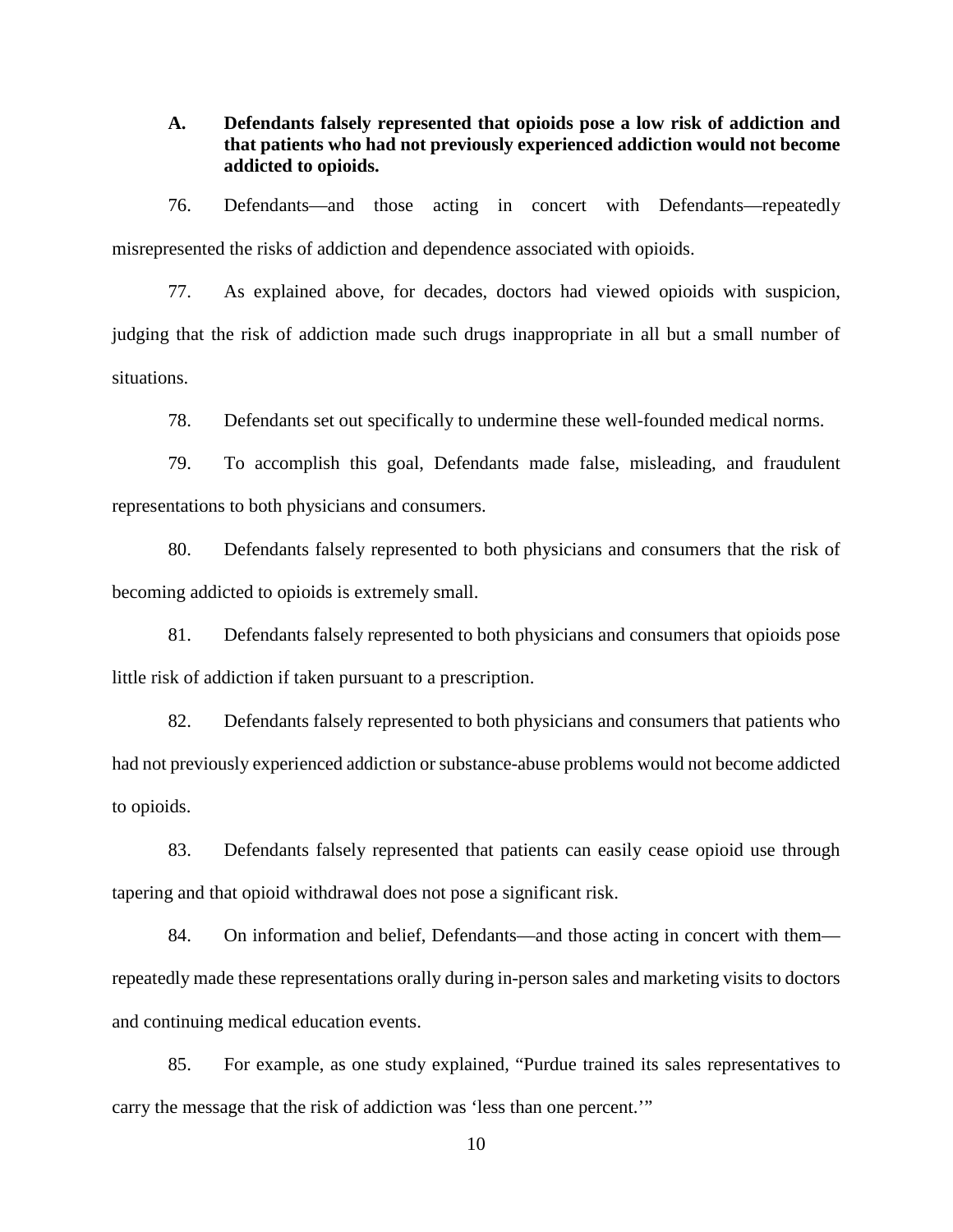### A. Defendants falsely represented that opioids pose a low risk of addiction and that patients who had not previously experienced addiction would not become addicted to opioids.

76. Defendants—and those acting in concert with Defendants—repeatedly misrepresented the risks of addiction and dependence associated with opioids.

77. As explained above, for decades, doctors had viewed opioids with suspicion, judging that the risk of addiction made such drugs inappropriate in all but a small number of situations.

78. Defendants set out specifically to undermine these well-founded medical norms.

79. To accomplish this goal, Defendants made false, misleading, and fraudulent representations to both physicians and consumers.

80. Defendants falsely represented to both physicians and consumers that the risk of becoming addicted to opioids is extremely small.

81. Defendants falsely represented to both physicians and consumers that opioids pose little risk of addiction if taken pursuant to a prescription.

82. Defendants falsely represented to both physicians and consumers that patients who had not previously experienced addiction or substance-abuse problems would not become addicted to opioids.

83. Defendants falsely represented that patients can easily cease opioid use through tapering and that opioid withdrawal does not pose a significant risk.

84. On information and belief, Defendants—and those acting in concert with them—repeatedly made these representations orally during in-person sales and marketing visits to doctors and continuing medical education events.

85. For example, as one study explained, "Purdue trained its sales representatives to carry the message that the risk of addiction was 'less than one percent.'"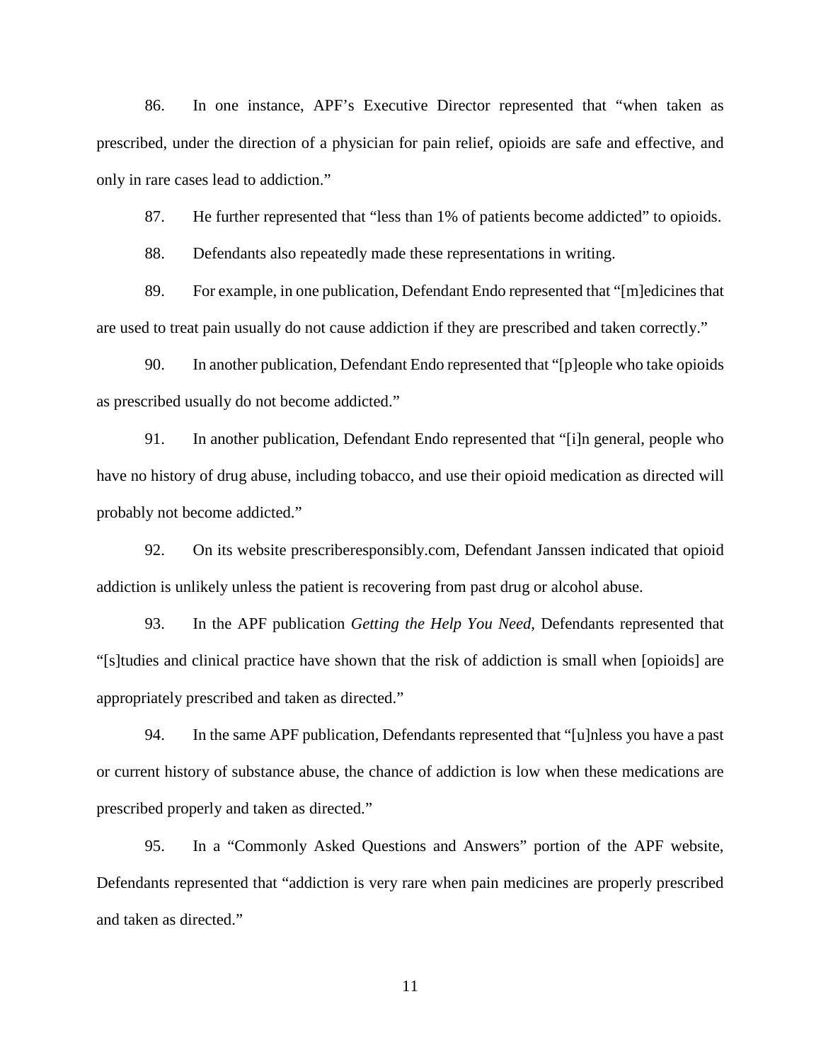86. In one instance, APF's Executive Director represented that "when taken as prescribed, under the direction of a physician for pain relief, opioids are safe and effective, and only in rare cases lead to addiction."

87. He further represented that "less than 1% of patients become addicted" to opioids.

88. Defendants also repeatedly made these representations in writing.

89. For example, in one publication, Defendant Endo represented that "[m]edicines that are used to treat pain usually do not cause addiction if they are prescribed and taken correctly."

90. In another publication, Defendant Endo represented that "[p]eople who take opioids as prescribed usually do not become addicted."

91. In another publication, Defendant Endo represented that "[i]n general, people who have no history of drug abuse, including tobacco, and use their opioid medication as directed will probably not become addicted."

92. On its website prescriberesponsibly.com, Defendant Janssen indicated that opioid addiction is unlikely unless the patient is recovering from past drug or alcohol abuse.

93. In the APF publication *Getting the Help You Need*, Defendants represented that "[s]tudies and clinical practice have shown that the risk of addiction is small when [opioids] are appropriately prescribed and taken as directed."

94. In the same APF publication, Defendants represented that "[u]nless you have a past or current history of substance abuse, the chance of addiction is low when these medications are prescribed properly and taken as directed."

95. In a "Commonly Asked Questions and Answers" portion of the APF website, Defendants represented that "addiction is very rare when pain medicines are properly prescribed and taken as directed."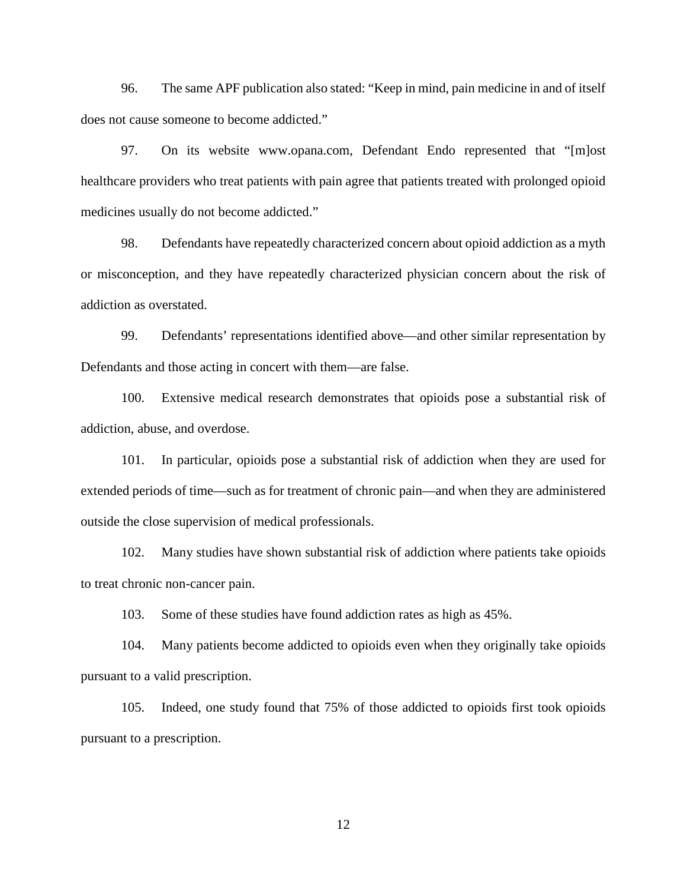96. The same APF publication also stated: "Keep in mind, pain medicine in and of itself does not cause someone to become addicted."

97. On its website www.opana.com, Defendant Endo represented that "[m]ost healthcare providers who treat patients with pain agree that patients treated with prolonged opioid medicines usually do not become addicted."

98. Defendants have repeatedly characterized concern about opioid addiction as a myth or misconception, and they have repeatedly characterized physician concern about the risk of addiction as overstated.

99. Defendants' representations identified above—and other similar representation by Defendants and those acting in concert with them—are false.

100. Extensive medical research demonstrates that opioids pose a substantial risk of addiction, abuse, and overdose.

101. In particular, opioids pose a substantial risk of addiction when they are used for extended periods of time—such as for treatment of chronic pain—and when they are administered outside the close supervision of medical professionals.

102. Many studies have shown substantial risk of addiction where patients take opioids to treat chronic non-cancer pain.

103. Some of these studies have found addiction rates as high as 45%.

104. Many patients become addicted to opioids even when they originally take opioids pursuant to a valid prescription.

105. Indeed, one study found that 75% of those addicted to opioids first took opioids pursuant to a prescription.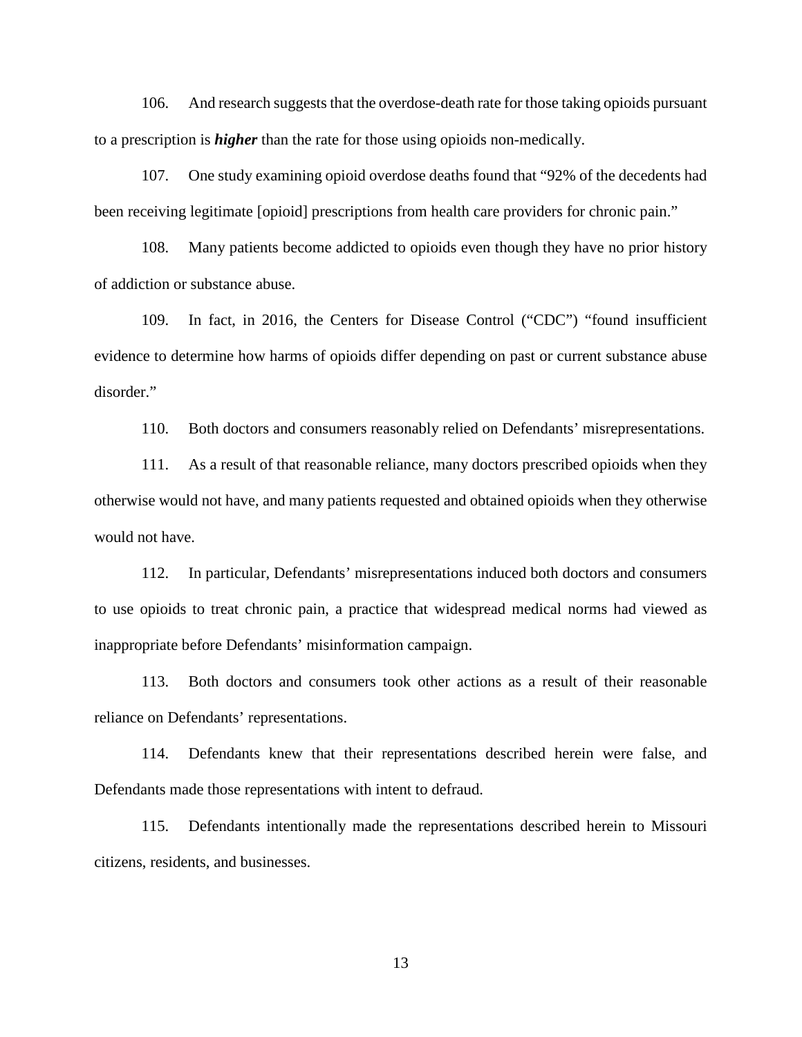106. And research suggests that the overdose-death rate for those taking opioids pursuant to a prescription is ***higher*** than the rate for those using opioids non-medically.

107. One study examining opioid overdose deaths found that "92% of the decedents had been receiving legitimate [opioid] prescriptions from health care providers for chronic pain."

108. Many patients become addicted to opioids even though they have no prior history of addiction or substance abuse.

109. In fact, in 2016, the Centers for Disease Control ("CDC") "found insufficient evidence to determine how harms of opioids differ depending on past or current substance abuse disorder."

110. Both doctors and consumers reasonably relied on Defendants' misrepresentations.

111. As a result of that reasonable reliance, many doctors prescribed opioids when they otherwise would not have, and many patients requested and obtained opioids when they otherwise would not have.

112. In particular, Defendants' misrepresentations induced both doctors and consumers to use opioids to treat chronic pain, a practice that widespread medical norms had viewed as inappropriate before Defendants' misinformation campaign.

113. Both doctors and consumers took other actions as a result of their reasonable reliance on Defendants' representations.

114. Defendants knew that their representations described herein were false, and Defendants made those representations with intent to defraud.

115. Defendants intentionally made the representations described herein to Missouri citizens, residents, and businesses.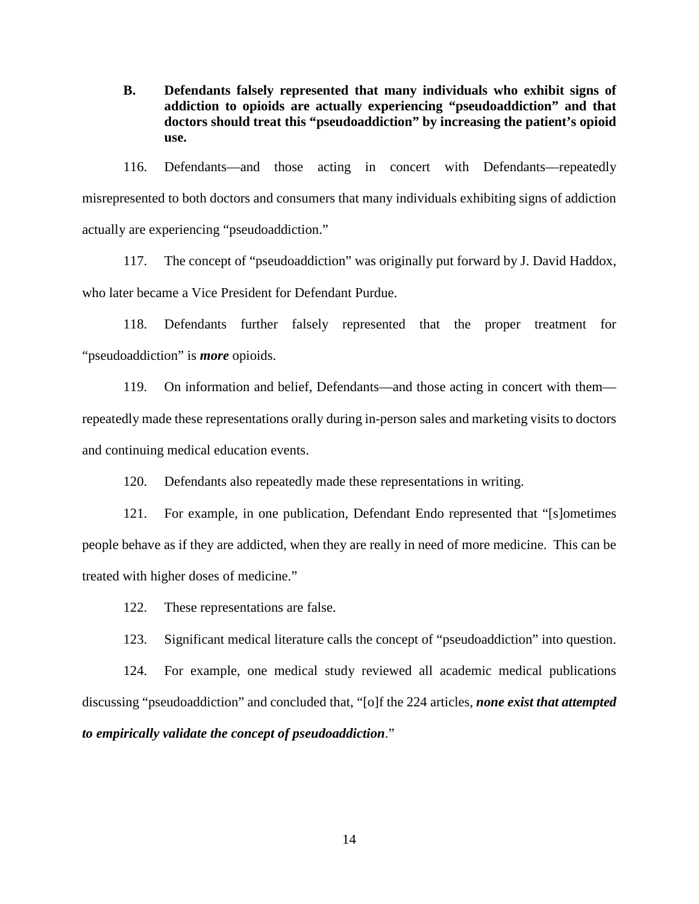### B. Defendants falsely represented that many individuals who exhibit signs of addiction to opioids are actually experiencing "pseudoaddiction" and that doctors should treat this "pseudoaddiction" by increasing the patient's opioid use.

116. Defendants—and those acting in concert with Defendants—repeatedly misrepresented to both doctors and consumers that many individuals exhibiting signs of addiction actually are experiencing "pseudoaddiction."

117. The concept of "pseudoaddiction" was originally put forward by J. David Haddox, who later became a Vice President for Defendant Purdue.

118. Defendants further falsely represented that the proper treatment for "pseudoaddiction" is ***more*** opioids.

119. On information and belief, Defendants—and those acting in concert with them—repeatedly made these representations orally during in-person sales and marketing visits to doctors and continuing medical education events.

120. Defendants also repeatedly made these representations in writing.

121. For example, in one publication, Defendant Endo represented that "[s]ometimes people behave as if they are addicted, when they are really in need of more medicine. This can be treated with higher doses of medicine."

122. These representations are false.

123. Significant medical literature calls the concept of "pseudoaddiction" into question.

124. For example, one medical study reviewed all academic medical publications discussing "pseudoaddiction" and concluded that, "[o]f the 224 articles, ***none exist that attempted to empirically validate the concept of pseudoaddiction***."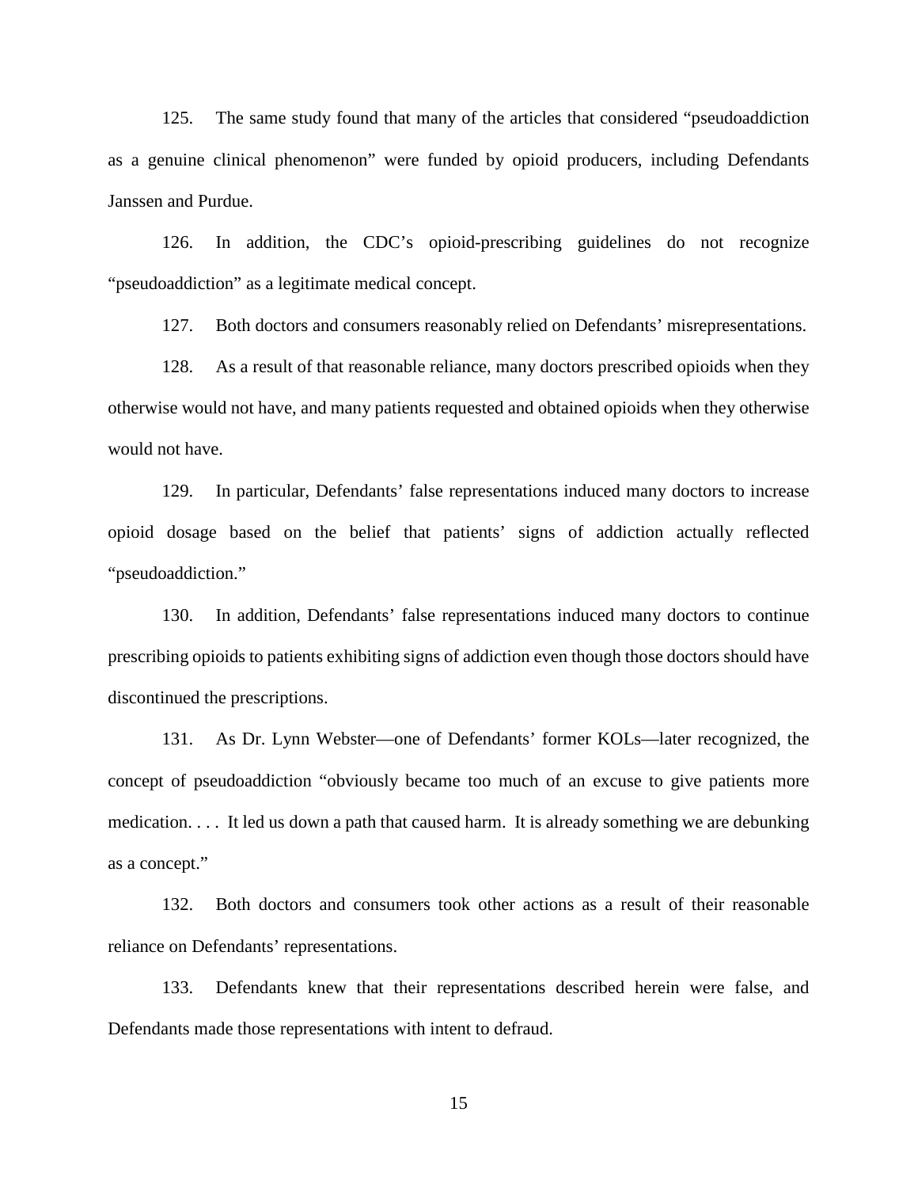125. The same study found that many of the articles that considered "pseudoaddiction as a genuine clinical phenomenon" were funded by opioid producers, including Defendants Janssen and Purdue.

126. In addition, the CDC's opioid-prescribing guidelines do not recognize "pseudoaddiction" as a legitimate medical concept.

127. Both doctors and consumers reasonably relied on Defendants' misrepresentations.

128. As a result of that reasonable reliance, many doctors prescribed opioids when they otherwise would not have, and many patients requested and obtained opioids when they otherwise would not have.

129. In particular, Defendants' false representations induced many doctors to increase opioid dosage based on the belief that patients' signs of addiction actually reflected "pseudoaddiction."

130. In addition, Defendants' false representations induced many doctors to continue prescribing opioids to patients exhibiting signs of addiction even though those doctors should have discontinued the prescriptions.

131. As Dr. Lynn Webster—one of Defendants' former KOLs—later recognized, the concept of pseudoaddiction "obviously became too much of an excuse to give patients more medication. . . . It led us down a path that caused harm. It is already something we are debunking as a concept."

132. Both doctors and consumers took other actions as a result of their reasonable reliance on Defendants' representations.

133. Defendants knew that their representations described herein were false, and Defendants made those representations with intent to defraud.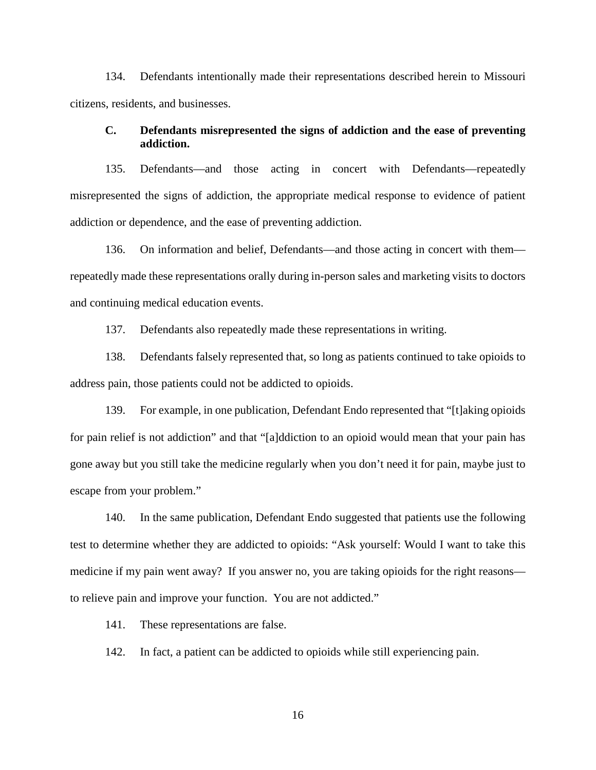134. Defendants intentionally made their representations described herein to Missouri citizens, residents, and businesses.

### C. Defendants misrepresented the signs of addiction and the ease of preventing addiction.

135. Defendants—and those acting in concert with Defendants—repeatedly misrepresented the signs of addiction, the appropriate medical response to evidence of patient addiction or dependence, and the ease of preventing addiction.

136. On information and belief, Defendants—and those acting in concert with them—repeatedly made these representations orally during in-person sales and marketing visits to doctors and continuing medical education events.

137. Defendants also repeatedly made these representations in writing.

138. Defendants falsely represented that, so long as patients continued to take opioids to address pain, those patients could not be addicted to opioids.

139. For example, in one publication, Defendant Endo represented that "[t]aking opioids for pain relief is not addiction" and that "[a]ddiction to an opioid would mean that your pain has gone away but you still take the medicine regularly when you don't need it for pain, maybe just to escape from your problem."

140. In the same publication, Defendant Endo suggested that patients use the following test to determine whether they are addicted to opioids: "Ask yourself: Would I want to take this medicine if my pain went away? If you answer no, you are taking opioids for the right reasons—to relieve pain and improve your function. You are not addicted."

141. These representations are false.

142. In fact, a patient can be addicted to opioids while still experiencing pain.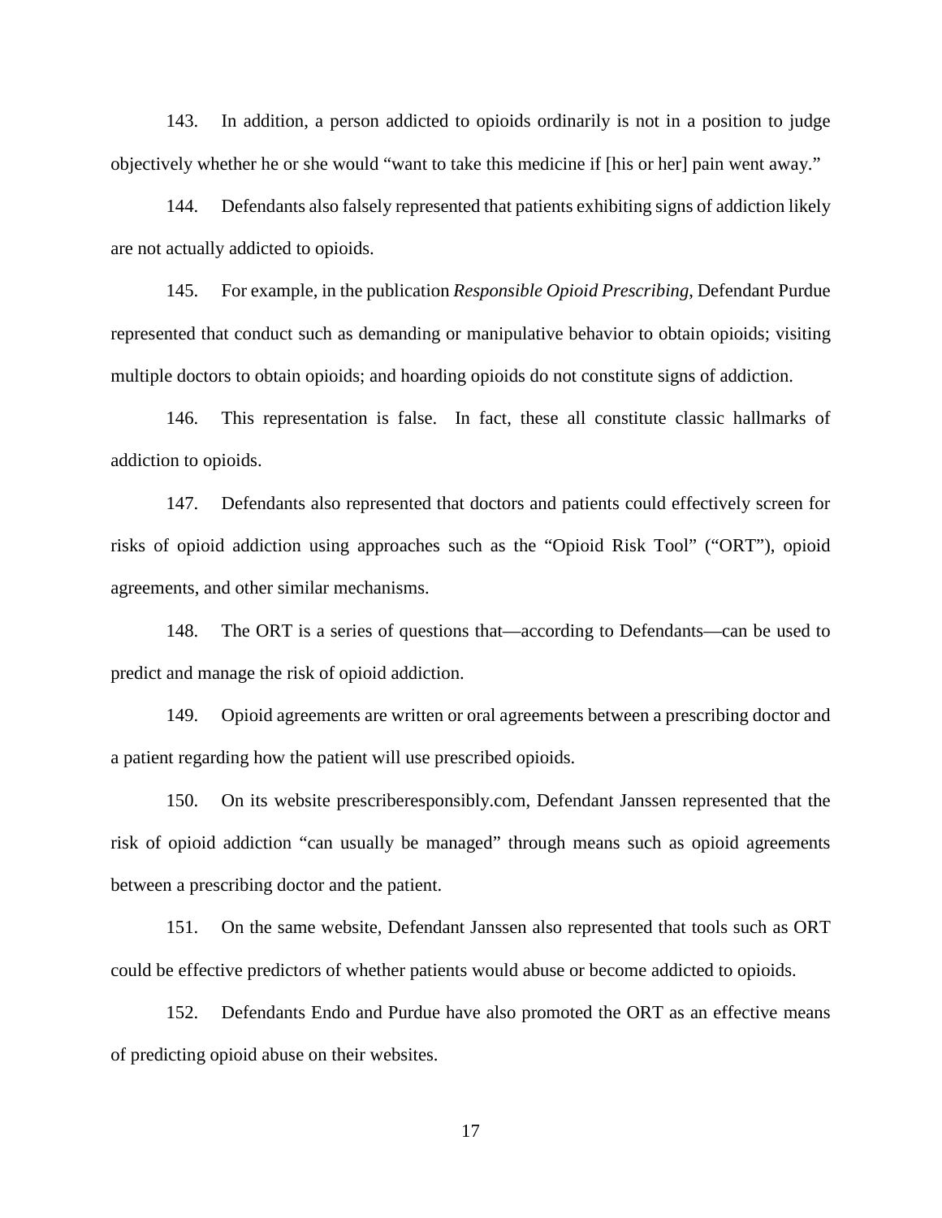143. In addition, a person addicted to opioids ordinarily is not in a position to judge objectively whether he or she would "want to take this medicine if [his or her] pain went away."

144. Defendants also falsely represented that patients exhibiting signs of addiction likely are not actually addicted to opioids.

145. For example, in the publication *Responsible Opioid Prescribing*, Defendant Purdue represented that conduct such as demanding or manipulative behavior to obtain opioids; visiting multiple doctors to obtain opioids; and hoarding opioids do not constitute signs of addiction.

146. This representation is false. In fact, these all constitute classic hallmarks of addiction to opioids.

147. Defendants also represented that doctors and patients could effectively screen for risks of opioid addiction using approaches such as the "Opioid Risk Tool" ("ORT"), opioid agreements, and other similar mechanisms.

148. The ORT is a series of questions that—according to Defendants—can be used to predict and manage the risk of opioid addiction.

149. Opioid agreements are written or oral agreements between a prescribing doctor and a patient regarding how the patient will use prescribed opioids.

150. On its website prescriberesponsibly.com, Defendant Janssen represented that the risk of opioid addiction "can usually be managed" through means such as opioid agreements between a prescribing doctor and the patient.

151. On the same website, Defendant Janssen also represented that tools such as ORT could be effective predictors of whether patients would abuse or become addicted to opioids.

152. Defendants Endo and Purdue have also promoted the ORT as an effective means of predicting opioid abuse on their websites.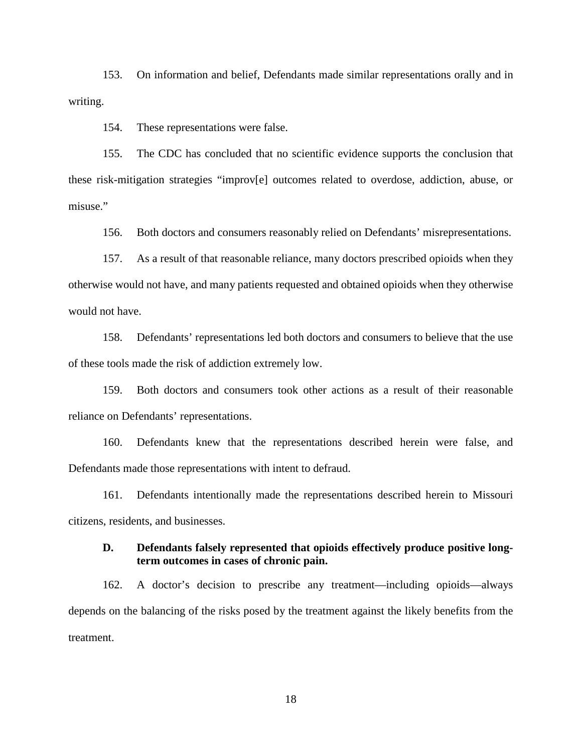153. On information and belief, Defendants made similar representations orally and in writing.

154. These representations were false.

155. The CDC has concluded that no scientific evidence supports the conclusion that these risk-mitigation strategies "improv[e] outcomes related to overdose, addiction, abuse, or misuse."

156. Both doctors and consumers reasonably relied on Defendants' misrepresentations.

157. As a result of that reasonable reliance, many doctors prescribed opioids when they otherwise would not have, and many patients requested and obtained opioids when they otherwise would not have.

158. Defendants' representations led both doctors and consumers to believe that the use of these tools made the risk of addiction extremely low.

159. Both doctors and consumers took other actions as a result of their reasonable reliance on Defendants' representations.

160. Defendants knew that the representations described herein were false, and Defendants made those representations with intent to defraud.

161. Defendants intentionally made the representations described herein to Missouri citizens, residents, and businesses.

### D. Defendants falsely represented that opioids effectively produce positive long-term outcomes in cases of chronic pain.

162. A doctor's decision to prescribe any treatment—including opioids—always depends on the balancing of the risks posed by the treatment against the likely benefits from the treatment.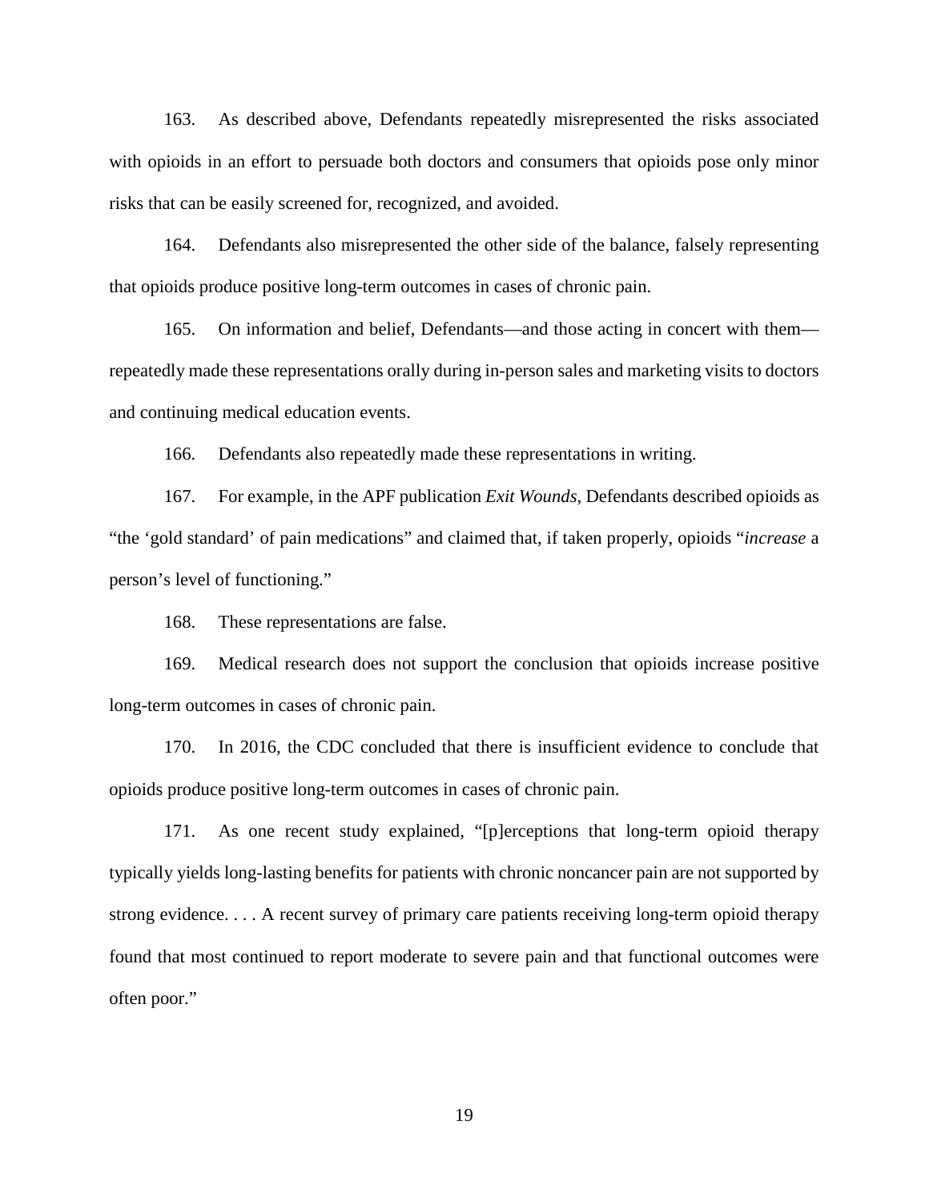163. As described above, Defendants repeatedly misrepresented the risks associated with opioids in an effort to persuade both doctors and consumers that opioids pose only minor risks that can be easily screened for, recognized, and avoided.

164. Defendants also misrepresented the other side of the balance, falsely representing that opioids produce positive long-term outcomes in cases of chronic pain.

165. On information and belief, Defendants—and those acting in concert with them—repeatedly made these representations orally during in-person sales and marketing visits to doctors and continuing medical education events.

166. Defendants also repeatedly made these representations in writing.

167. For example, in the APF publication *Exit Wounds*, Defendants described opioids as "the 'gold standard' of pain medications" and claimed that, if taken properly, opioids "*increase* a person's level of functioning."

168. These representations are false.

169. Medical research does not support the conclusion that opioids increase positive long-term outcomes in cases of chronic pain.

170. In 2016, the CDC concluded that there is insufficient evidence to conclude that opioids produce positive long-term outcomes in cases of chronic pain.

171. As one recent study explained, "[p]erceptions that long-term opioid therapy typically yields long-lasting benefits for patients with chronic noncancer pain are not supported by strong evidence. . . . A recent survey of primary care patients receiving long-term opioid therapy found that most continued to report moderate to severe pain and that functional outcomes were often poor."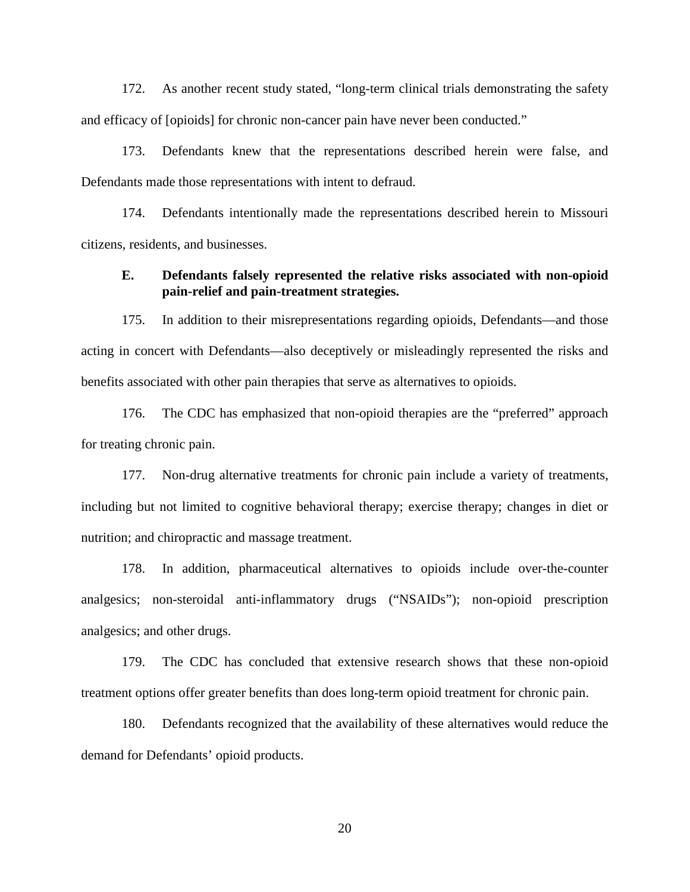172. As another recent study stated, "long-term clinical trials demonstrating the safety and efficacy of [opioids] for chronic non-cancer pain have never been conducted."

173. Defendants knew that the representations described herein were false, and Defendants made those representations with intent to defraud.

174. Defendants intentionally made the representations described herein to Missouri citizens, residents, and businesses.

### E. Defendants falsely represented the relative risks associated with non-opioid pain-relief and pain-treatment strategies.

175. In addition to their misrepresentations regarding opioids, Defendants—and those acting in concert with Defendants—also deceptively or misleadingly represented the risks and benefits associated with other pain therapies that serve as alternatives to opioids.

176. The CDC has emphasized that non-opioid therapies are the "preferred" approach for treating chronic pain.

177. Non-drug alternative treatments for chronic pain include a variety of treatments, including but not limited to cognitive behavioral therapy; exercise therapy; changes in diet or nutrition; and chiropractic and massage treatment.

178. In addition, pharmaceutical alternatives to opioids include over-the-counter analgesics; non-steroidal anti-inflammatory drugs ("NSAIDs"); non-opioid prescription analgesics; and other drugs.

179. The CDC has concluded that extensive research shows that these non-opioid treatment options offer greater benefits than does long-term opioid treatment for chronic pain.

180. Defendants recognized that the availability of these alternatives would reduce the demand for Defendants' opioid products.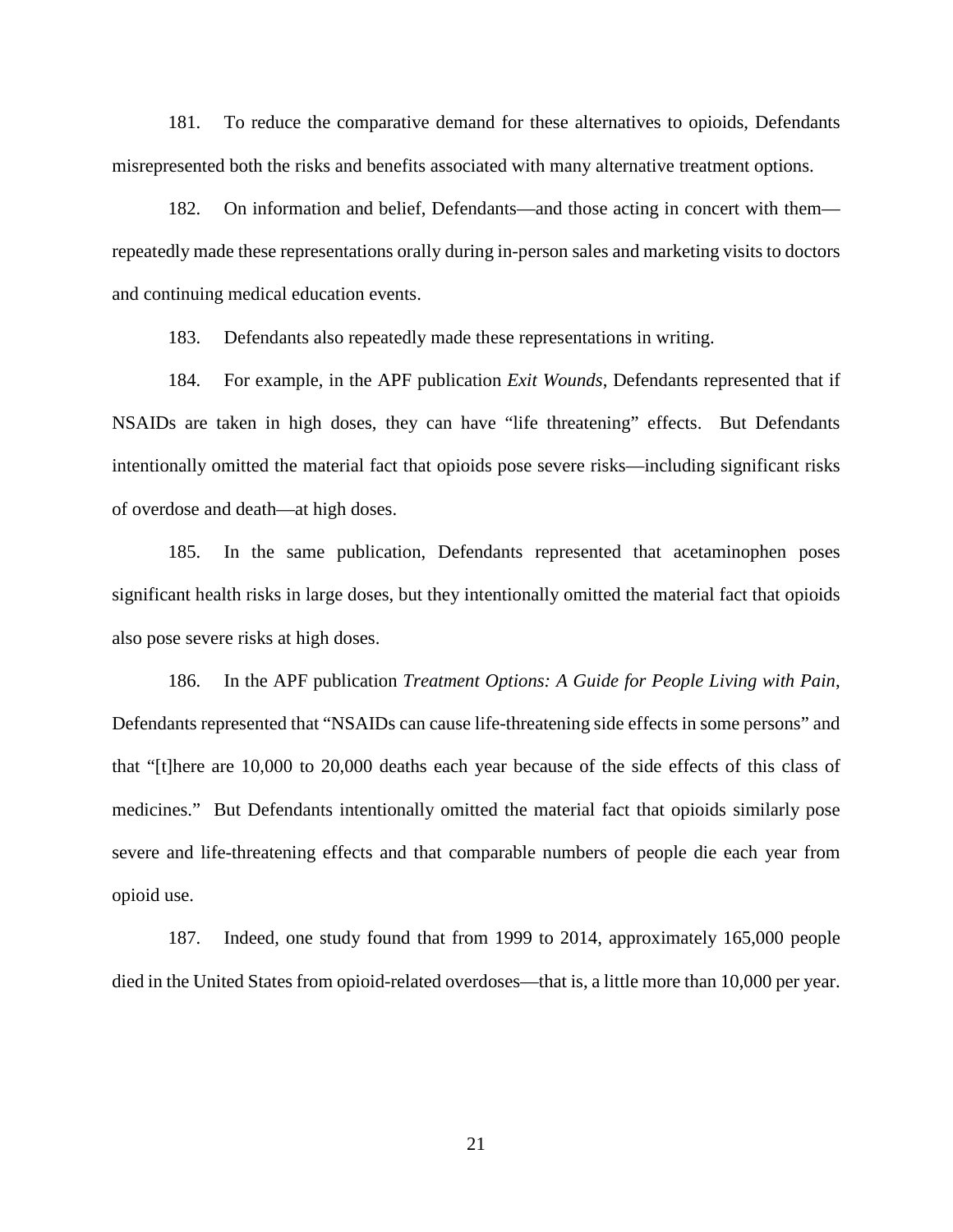181. To reduce the comparative demand for these alternatives to opioids, Defendants misrepresented both the risks and benefits associated with many alternative treatment options.

182. On information and belief, Defendants—and those acting in concert with them—repeatedly made these representations orally during in-person sales and marketing visits to doctors and continuing medical education events.

183. Defendants also repeatedly made these representations in writing.

184. For example, in the APF publication *Exit Wounds*, Defendants represented that if NSAIDs are taken in high doses, they can have "life threatening" effects. But Defendants intentionally omitted the material fact that opioids pose severe risks—including significant risks of overdose and death—at high doses.

185. In the same publication, Defendants represented that acetaminophen poses significant health risks in large doses, but they intentionally omitted the material fact that opioids also pose severe risks at high doses.

186. In the APF publication *Treatment Options: A Guide for People Living with Pain*, Defendants represented that "NSAIDs can cause life-threatening side effects in some persons" and that "[t]here are 10,000 to 20,000 deaths each year because of the side effects of this class of medicines." But Defendants intentionally omitted the material fact that opioids similarly pose severe and life-threatening effects and that comparable numbers of people die each year from opioid use.

187. Indeed, one study found that from 1999 to 2014, approximately 165,000 people died in the United States from opioid-related overdoses—that is, a little more than 10,000 per year.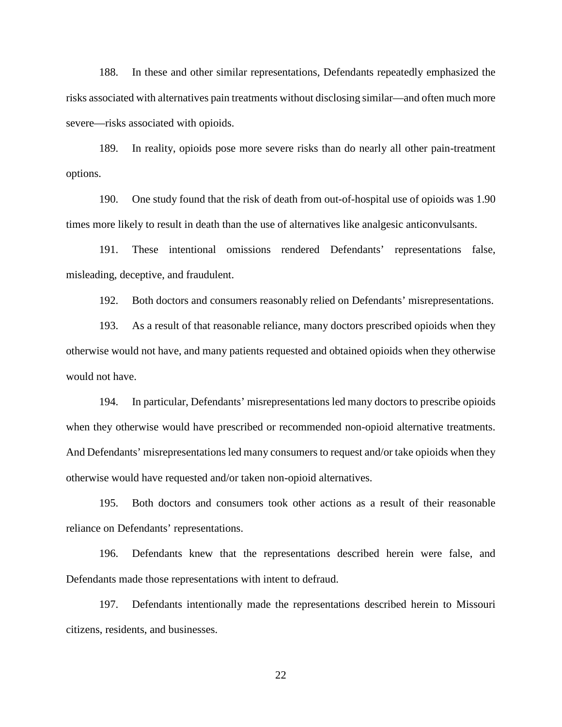188. In these and other similar representations, Defendants repeatedly emphasized the risks associated with alternatives pain treatments without disclosing similar—and often much more severe—risks associated with opioids.

189. In reality, opioids pose more severe risks than do nearly all other pain-treatment options.

190. One study found that the risk of death from out-of-hospital use of opioids was 1.90 times more likely to result in death than the use of alternatives like analgesic anticonvulsants.

191. These intentional omissions rendered Defendants' representations false, misleading, deceptive, and fraudulent.

192. Both doctors and consumers reasonably relied on Defendants' misrepresentations.

193. As a result of that reasonable reliance, many doctors prescribed opioids when they otherwise would not have, and many patients requested and obtained opioids when they otherwise would not have.

194. In particular, Defendants' misrepresentations led many doctors to prescribe opioids when they otherwise would have prescribed or recommended non-opioid alternative treatments. And Defendants' misrepresentations led many consumers to request and/or take opioids when they otherwise would have requested and/or taken non-opioid alternatives.

195. Both doctors and consumers took other actions as a result of their reasonable reliance on Defendants' representations.

196. Defendants knew that the representations described herein were false, and Defendants made those representations with intent to defraud.

197. Defendants intentionally made the representations described herein to Missouri citizens, residents, and businesses.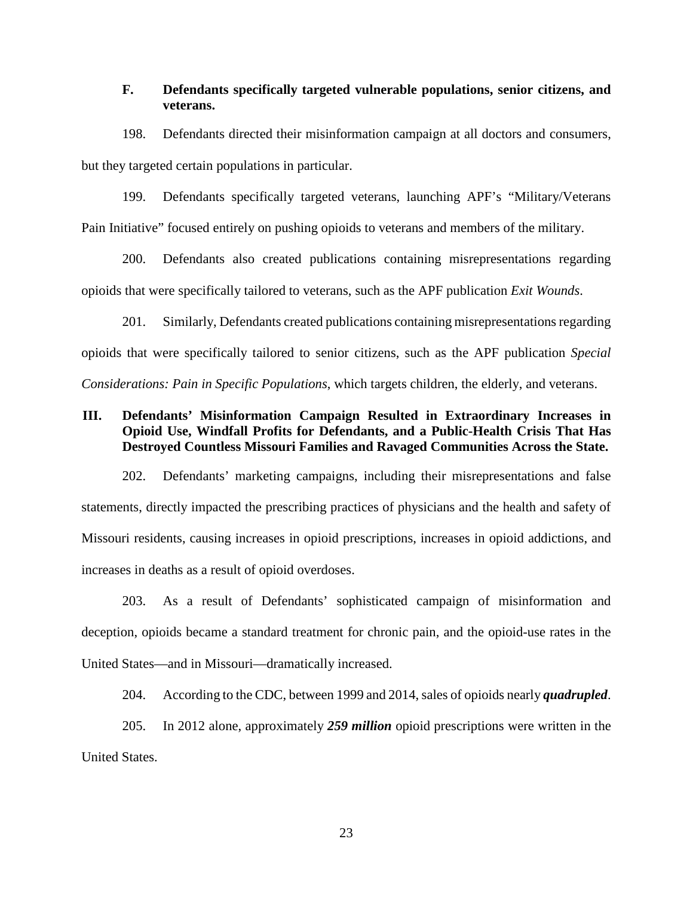### F. Defendants specifically targeted vulnerable populations, senior citizens, and veterans.

198. Defendants directed their misinformation campaign at all doctors and consumers, but they targeted certain populations in particular.

199. Defendants specifically targeted veterans, launching APF's "Military/Veterans Pain Initiative" focused entirely on pushing opioids to veterans and members of the military.

200. Defendants also created publications containing misrepresentations regarding opioids that were specifically tailored to veterans, such as the APF publication *Exit Wounds*.

201. Similarly, Defendants created publications containing misrepresentations regarding opioids that were specifically tailored to senior citizens, such as the APF publication *Special Considerations: Pain in Specific Populations*, which targets children, the elderly, and veterans.

## III. Defendants' Misinformation Campaign Resulted in Extraordinary Increases in Opioid Use, Windfall Profits for Defendants, and a Public-Health Crisis That Has Destroyed Countless Missouri Families and Ravaged Communities Across the State.

202. Defendants' marketing campaigns, including their misrepresentations and false statements, directly impacted the prescribing practices of physicians and the health and safety of Missouri residents, causing increases in opioid prescriptions, increases in opioid addictions, and increases in deaths as a result of opioid overdoses.

203. As a result of Defendants' sophisticated campaign of misinformation and deception, opioids became a standard treatment for chronic pain, and the opioid-use rates in the United States—and in Missouri—dramatically increased.

204. According to the CDC, between 1999 and 2014, sales of opioids nearly ***quadrupled***.

205. In 2012 alone, approximately ***259 million*** opioid prescriptions were written in the United States.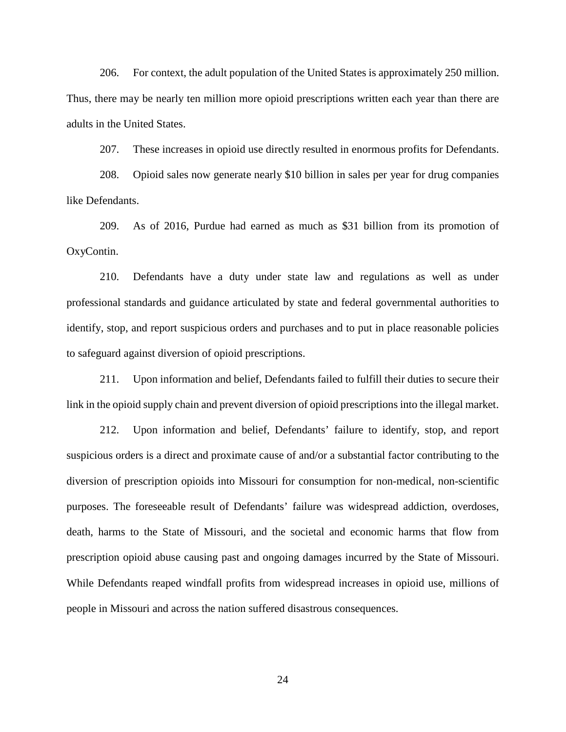206. For context, the adult population of the United States is approximately 250 million. Thus, there may be nearly ten million more opioid prescriptions written each year than there are adults in the United States.

207. These increases in opioid use directly resulted in enormous profits for Defendants.

208. Opioid sales now generate nearly $10 billion in sales per year for drug companies like Defendants.

209. As of 2016, Purdue had earned as much as $31 billion from its promotion of OxyContin.

210. Defendants have a duty under state law and regulations as well as under professional standards and guidance articulated by state and federal governmental authorities to identify, stop, and report suspicious orders and purchases and to put in place reasonable policies to safeguard against diversion of opioid prescriptions.

211. Upon information and belief, Defendants failed to fulfill their duties to secure their link in the opioid supply chain and prevent diversion of opioid prescriptions into the illegal market.

212. Upon information and belief, Defendants' failure to identify, stop, and report suspicious orders is a direct and proximate cause of and/or a substantial factor contributing to the diversion of prescription opioids into Missouri for consumption for non-medical, non-scientific purposes. The foreseeable result of Defendants' failure was widespread addiction, overdoses, death, harms to the State of Missouri, and the societal and economic harms that flow from prescription opioid abuse causing past and ongoing damages incurred by the State of Missouri. While Defendants reaped windfall profits from widespread increases in opioid use, millions of people in Missouri and across the nation suffered disastrous consequences.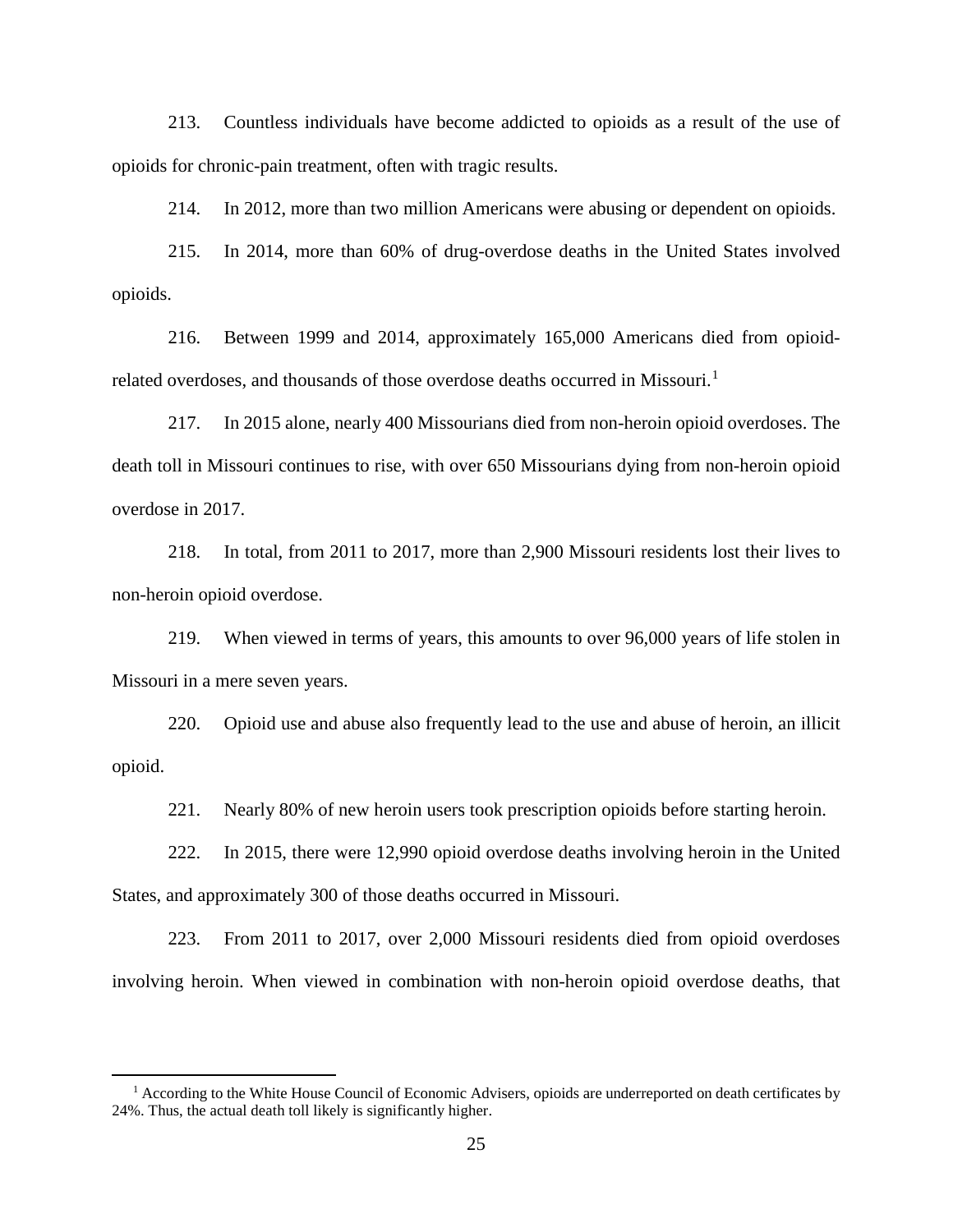213. Countless individuals have become addicted to opioids as a result of the use of opioids for chronic-pain treatment, often with tragic results.

214. In 2012, more than two million Americans were abusing or dependent on opioids.

215. In 2014, more than 60% of drug-overdose deaths in the United States involved opioids.

216. Between 1999 and 2014, approximately 165,000 Americans died from opioid-related overdoses, and thousands of those overdose deaths occurred in Missouri.[1]

217. In 2015 alone, nearly 400 Missourians died from non-heroin opioid overdoses. The death toll in Missouri continues to rise, with over 650 Missourians dying from non-heroin opioid overdose in 2017.

218. In total, from 2011 to 2017, more than 2,900 Missouri residents lost their lives to non-heroin opioid overdose.

219. When viewed in terms of years, this amounts to over 96,000 years of life stolen in Missouri in a mere seven years.

220. Opioid use and abuse also frequently lead to the use and abuse of heroin, an illicit opioid.

221. Nearly 80% of new heroin users took prescription opioids before starting heroin.

222. In 2015, there were 12,990 opioid overdose deaths involving heroin in the United States, and approximately 300 of those deaths occurred in Missouri.

223. From 2011 to 2017, over 2,000 Missouri residents died from opioid overdoses involving heroin. When viewed in combination with non-heroin opioid overdose deaths, that

---

[1] According to the White House Council of Economic Advisers, opioids are underreported on death certificates by 24%. Thus, the actual death toll likely is significantly higher.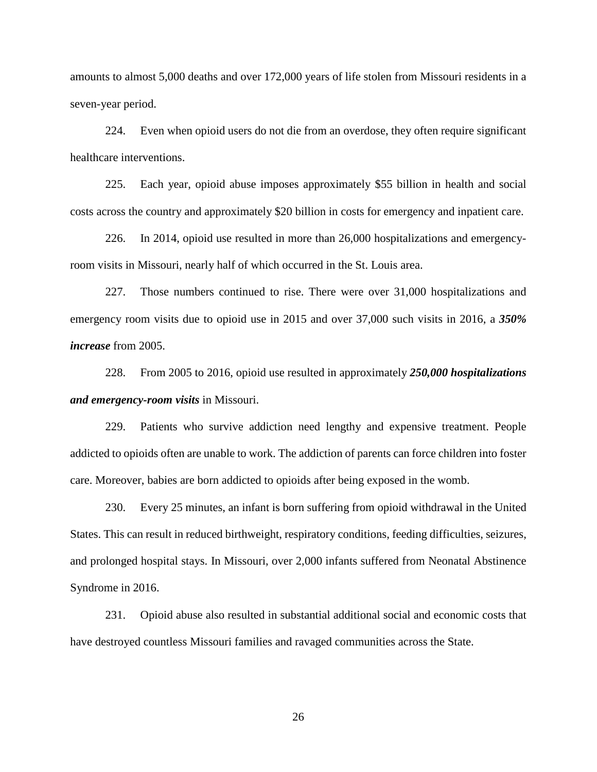amounts to almost 5,000 deaths and over 172,000 years of life stolen from Missouri residents in a seven-year period.

224. Even when opioid users do not die from an overdose, they often require significant healthcare interventions.

225. Each year, opioid abuse imposes approximately $55 billion in health and social costs across the country and approximately $20 billion in costs for emergency and inpatient care.

226. In 2014, opioid use resulted in more than 26,000 hospitalizations and emergency-room visits in Missouri, nearly half of which occurred in the St. Louis area.

227. Those numbers continued to rise. There were over 31,000 hospitalizations and emergency room visits due to opioid use in 2015 and over 37,000 such visits in 2016, a ***350% increase*** from 2005.

228. From 2005 to 2016, opioid use resulted in approximately ***250,000 hospitalizations and emergency-room visits*** in Missouri.

229. Patients who survive addiction need lengthy and expensive treatment. People addicted to opioids often are unable to work. The addiction of parents can force children into foster care. Moreover, babies are born addicted to opioids after being exposed in the womb.

230. Every 25 minutes, an infant is born suffering from opioid withdrawal in the United States. This can result in reduced birthweight, respiratory conditions, feeding difficulties, seizures, and prolonged hospital stays. In Missouri, over 2,000 infants suffered from Neonatal Abstinence Syndrome in 2016.

231. Opioid abuse also resulted in substantial additional social and economic costs that have destroyed countless Missouri families and ravaged communities across the State.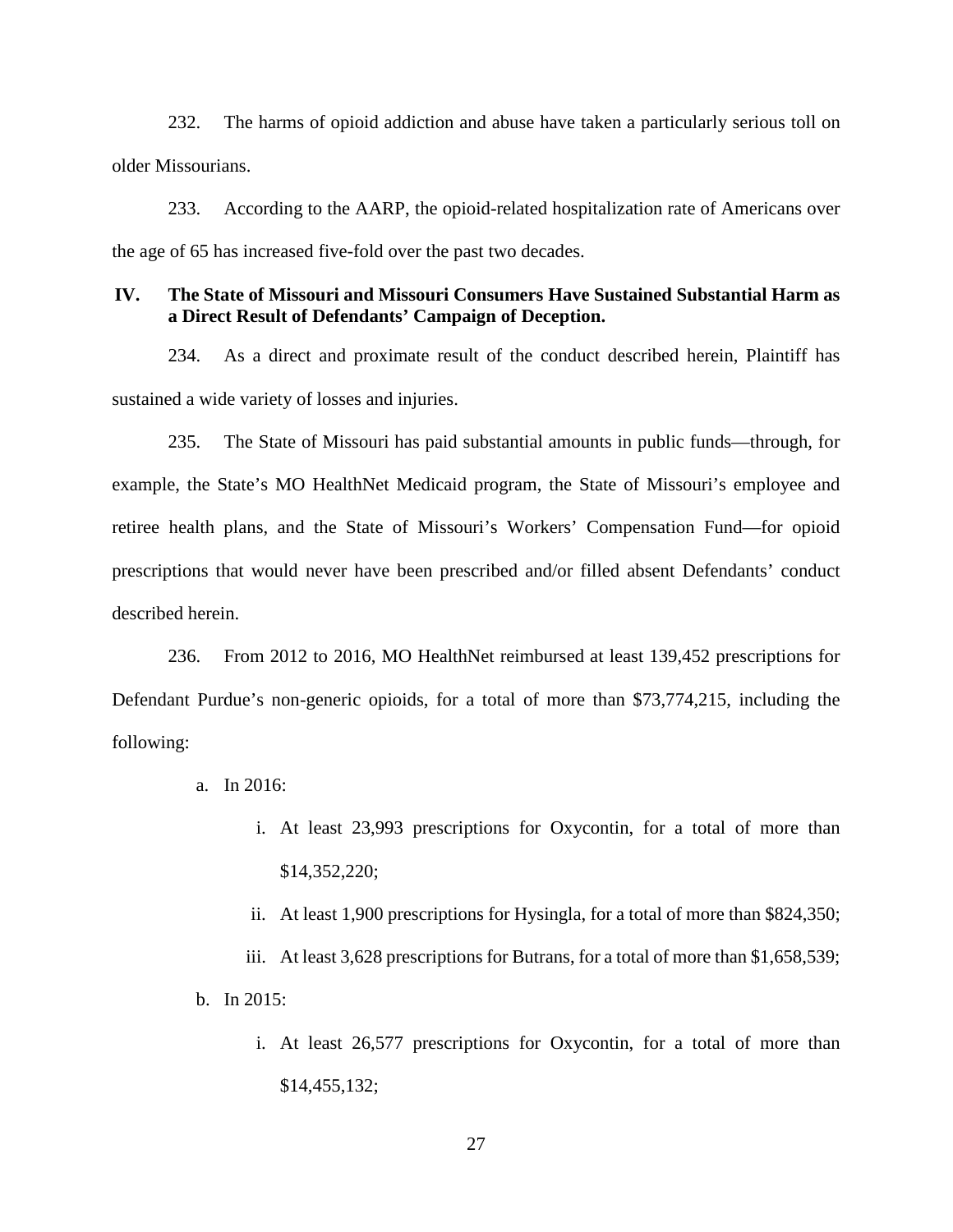232. The harms of opioid addiction and abuse have taken a particularly serious toll on older Missourians.

233. According to the AARP, the opioid-related hospitalization rate of Americans over the age of 65 has increased five-fold over the past two decades.

## IV. The State of Missouri and Missouri Consumers Have Sustained Substantial Harm as a Direct Result of Defendants' Campaign of Deception.

234. As a direct and proximate result of the conduct described herein, Plaintiff has sustained a wide variety of losses and injuries.

235. The State of Missouri has paid substantial amounts in public funds—through, for example, the State's MO HealthNet Medicaid program, the State of Missouri's employee and retiree health plans, and the State of Missouri's Workers' Compensation Fund—for opioid prescriptions that would never have been prescribed and/or filled absent Defendants' conduct described herein.

236. From 2012 to 2016, MO HealthNet reimbursed at least 139,452 prescriptions for Defendant Purdue's non-generic opioids, for a total of more than $73,774,215, including the following:

a. In 2016:

   i. At least 23,993 prescriptions for Oxycontin, for a total of more than $14,352,220;

   ii. At least 1,900 prescriptions for Hysingla, for a total of more than $824,350;

   iii. At least 3,628 prescriptions for Butrans, for a total of more than $1,658,539;

b. In 2015:

   i. At least 26,577 prescriptions for Oxycontin, for a total of more than $14,455,132;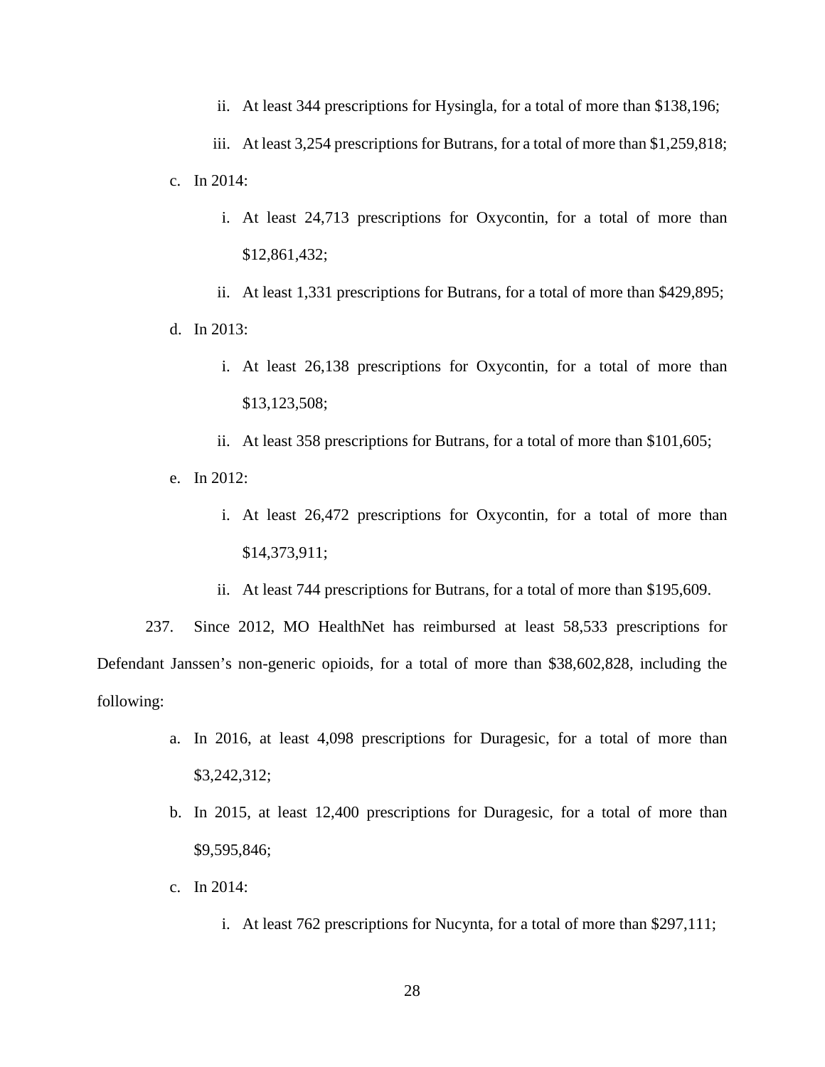ii. At least 344 prescriptions for Hysingla, for a total of more than $138,196;

    iii. At least 3,254 prescriptions for Butrans, for a total of more than $1,259,818;

c. In 2014:

    i. At least 24,713 prescriptions for Oxycontin, for a total of more than $12,861,432;

    ii. At least 1,331 prescriptions for Butrans, for a total of more than $429,895;

d. In 2013:

    i. At least 26,138 prescriptions for Oxycontin, for a total of more than $13,123,508;

    ii. At least 358 prescriptions for Butrans, for a total of more than $101,605;

e. In 2012:

    i. At least 26,472 prescriptions for Oxycontin, for a total of more than $14,373,911;

    ii. At least 744 prescriptions for Butrans, for a total of more than $195,609.

237. Since 2012, MO HealthNet has reimbursed at least 58,533 prescriptions for Defendant Janssen's non-generic opioids, for a total of more than $38,602,828, including the following:

a. In 2016, at least 4,098 prescriptions for Duragesic, for a total of more than $3,242,312;

b. In 2015, at least 12,400 prescriptions for Duragesic, for a total of more than $9,595,846;

c. In 2014:

    i. At least 762 prescriptions for Nucynta, for a total of more than $297,111;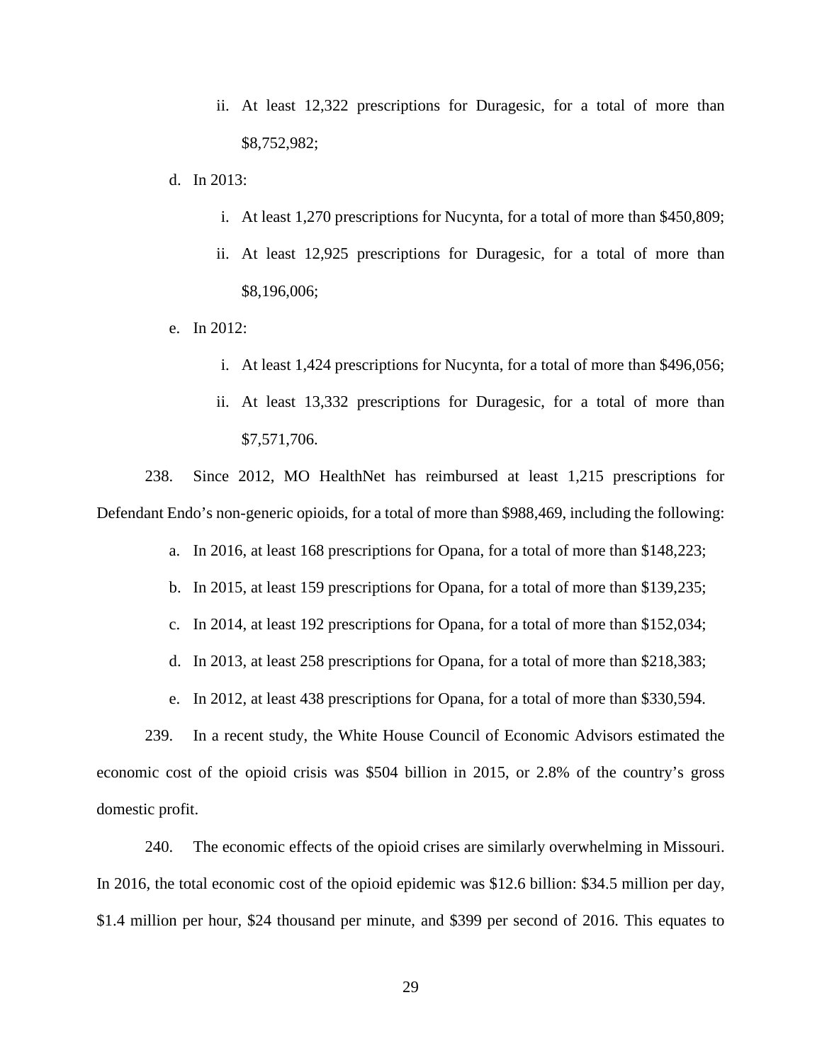ii. At least 12,322 prescriptions for Duragesic, for a total of more than $8,752,982;

d. In 2013:

    i. At least 1,270 prescriptions for Nucynta, for a total of more than $450,809;

    ii. At least 12,925 prescriptions for Duragesic, for a total of more than $8,196,006;

e. In 2012:

    i. At least 1,424 prescriptions for Nucynta, for a total of more than $496,056;

    ii. At least 13,332 prescriptions for Duragesic, for a total of more than $7,571,706.

238. Since 2012, MO HealthNet has reimbursed at least 1,215 prescriptions for Defendant Endo's non-generic opioids, for a total of more than $988,469, including the following:

a. In 2016, at least 168 prescriptions for Opana, for a total of more than $148,223;

b. In 2015, at least 159 prescriptions for Opana, for a total of more than $139,235;

c. In 2014, at least 192 prescriptions for Opana, for a total of more than $152,034;

d. In 2013, at least 258 prescriptions for Opana, for a total of more than $218,383;

e. In 2012, at least 438 prescriptions for Opana, for a total of more than $330,594.

239. In a recent study, the White House Council of Economic Advisors estimated the economic cost of the opioid crisis was $504 billion in 2015, or 2.8% of the country's gross domestic profit.

240. The economic effects of the opioid crises are similarly overwhelming in Missouri. In 2016, the total economic cost of the opioid epidemic was $12.6 billion: $34.5 million per day, $1.4 million per hour, $24 thousand per minute, and $399 per second of 2016. This equates to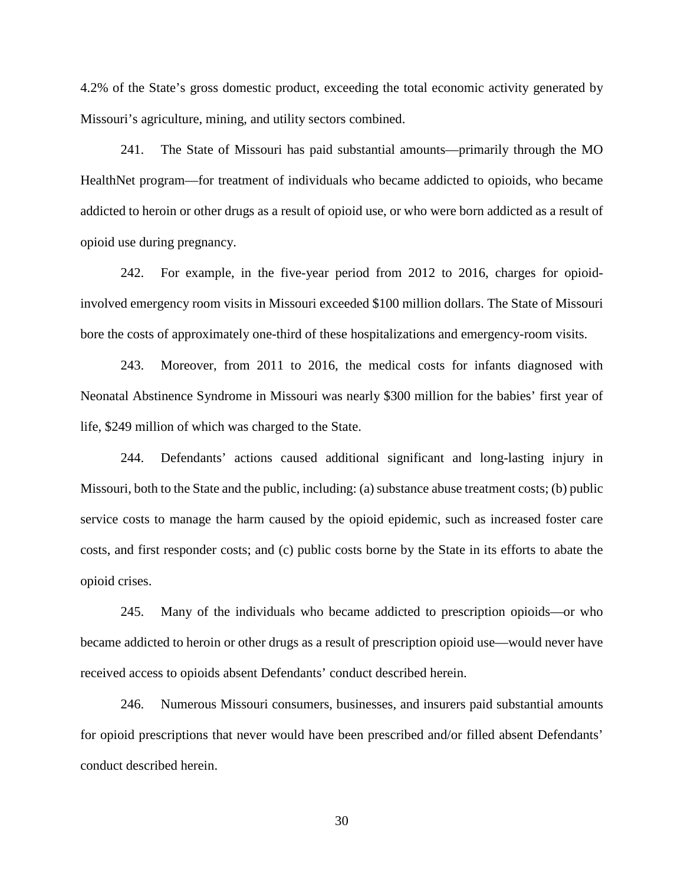4.2% of the State's gross domestic product, exceeding the total economic activity generated by Missouri's agriculture, mining, and utility sectors combined.

241. The State of Missouri has paid substantial amounts—primarily through the MO HealthNet program—for treatment of individuals who became addicted to opioids, who became addicted to heroin or other drugs as a result of opioid use, or who were born addicted as a result of opioid use during pregnancy.

242. For example, in the five-year period from 2012 to 2016, charges for opioid-involved emergency room visits in Missouri exceeded $100 million dollars. The State of Missouri bore the costs of approximately one-third of these hospitalizations and emergency-room visits.

243. Moreover, from 2011 to 2016, the medical costs for infants diagnosed with Neonatal Abstinence Syndrome in Missouri was nearly $300 million for the babies' first year of life, $249 million of which was charged to the State.

244. Defendants' actions caused additional significant and long-lasting injury in Missouri, both to the State and the public, including: (a) substance abuse treatment costs; (b) public service costs to manage the harm caused by the opioid epidemic, such as increased foster care costs, and first responder costs; and (c) public costs borne by the State in its efforts to abate the opioid crises.

245. Many of the individuals who became addicted to prescription opioids—or who became addicted to heroin or other drugs as a result of prescription opioid use—would never have received access to opioids absent Defendants' conduct described herein.

246. Numerous Missouri consumers, businesses, and insurers paid substantial amounts for opioid prescriptions that never would have been prescribed and/or filled absent Defendants' conduct described herein.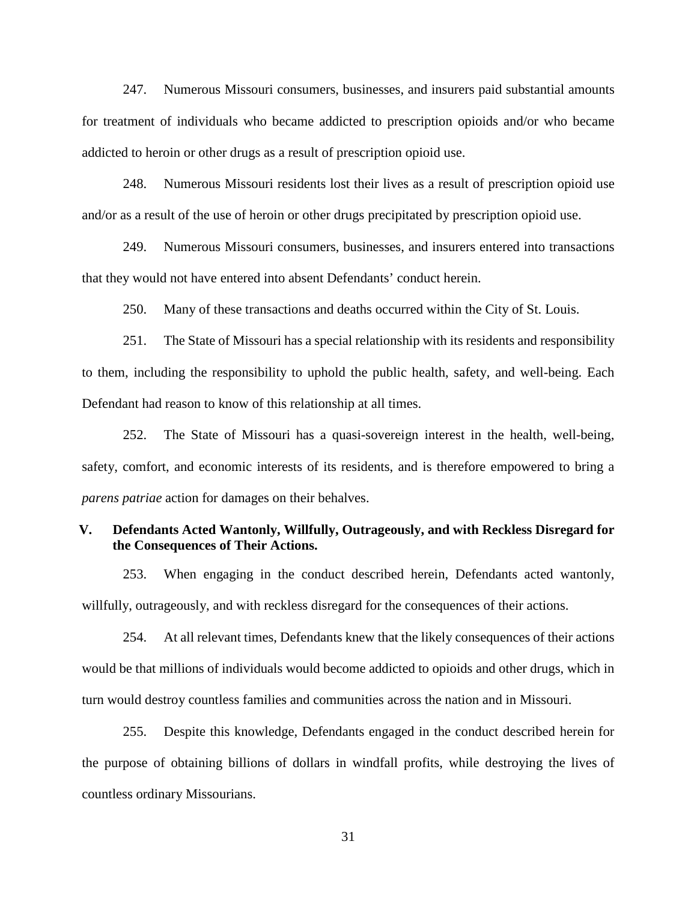247. Numerous Missouri consumers, businesses, and insurers paid substantial amounts for treatment of individuals who became addicted to prescription opioids and/or who became addicted to heroin or other drugs as a result of prescription opioid use.

248. Numerous Missouri residents lost their lives as a result of prescription opioid use and/or as a result of the use of heroin or other drugs precipitated by prescription opioid use.

249. Numerous Missouri consumers, businesses, and insurers entered into transactions that they would not have entered into absent Defendants' conduct herein.

250. Many of these transactions and deaths occurred within the City of St. Louis.

251. The State of Missouri has a special relationship with its residents and responsibility to them, including the responsibility to uphold the public health, safety, and well-being. Each Defendant had reason to know of this relationship at all times.

252. The State of Missouri has a quasi-sovereign interest in the health, well-being, safety, comfort, and economic interests of its residents, and is therefore empowered to bring a *parens patriae* action for damages on their behalves.

## V. Defendants Acted Wantonly, Willfully, Outrageously, and with Reckless Disregard for the Consequences of Their Actions.

253. When engaging in the conduct described herein, Defendants acted wantonly, willfully, outrageously, and with reckless disregard for the consequences of their actions.

254. At all relevant times, Defendants knew that the likely consequences of their actions would be that millions of individuals would become addicted to opioids and other drugs, which in turn would destroy countless families and communities across the nation and in Missouri.

255. Despite this knowledge, Defendants engaged in the conduct described herein for the purpose of obtaining billions of dollars in windfall profits, while destroying the lives of countless ordinary Missourians.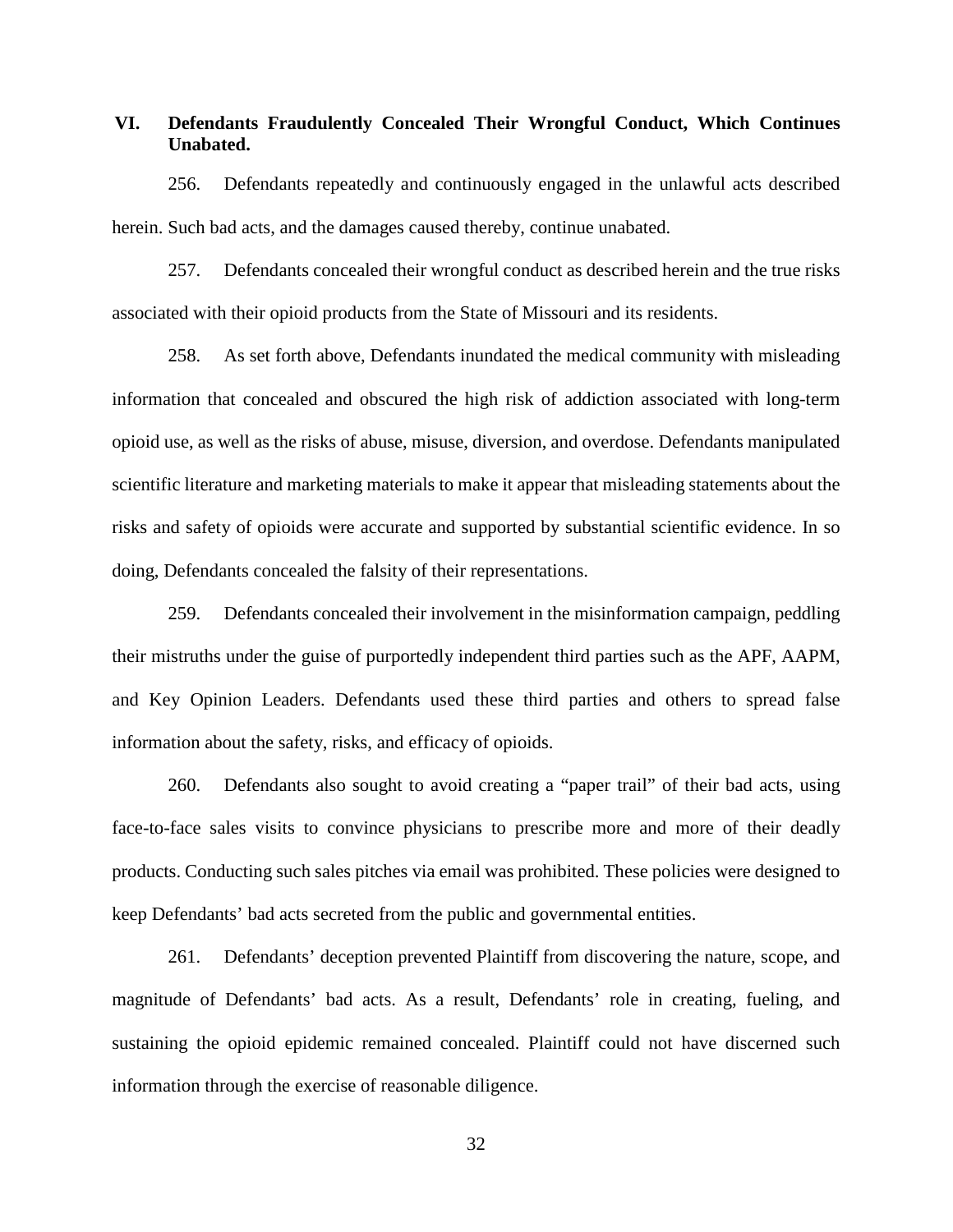## VI. Defendants Fraudulently Concealed Their Wrongful Conduct, Which Continues Unabated.

256. Defendants repeatedly and continuously engaged in the unlawful acts described herein. Such bad acts, and the damages caused thereby, continue unabated.

257. Defendants concealed their wrongful conduct as described herein and the true risks associated with their opioid products from the State of Missouri and its residents.

258. As set forth above, Defendants inundated the medical community with misleading information that concealed and obscured the high risk of addiction associated with long-term opioid use, as well as the risks of abuse, misuse, diversion, and overdose. Defendants manipulated scientific literature and marketing materials to make it appear that misleading statements about the risks and safety of opioids were accurate and supported by substantial scientific evidence. In so doing, Defendants concealed the falsity of their representations.

259. Defendants concealed their involvement in the misinformation campaign, peddling their mistruths under the guise of purportedly independent third parties such as the APF, AAPM, and Key Opinion Leaders. Defendants used these third parties and others to spread false information about the safety, risks, and efficacy of opioids.

260. Defendants also sought to avoid creating a "paper trail" of their bad acts, using face-to-face sales visits to convince physicians to prescribe more and more of their deadly products. Conducting such sales pitches via email was prohibited. These policies were designed to keep Defendants' bad acts secreted from the public and governmental entities.

261. Defendants' deception prevented Plaintiff from discovering the nature, scope, and magnitude of Defendants' bad acts. As a result, Defendants' role in creating, fueling, and sustaining the opioid epidemic remained concealed. Plaintiff could not have discerned such information through the exercise of reasonable diligence.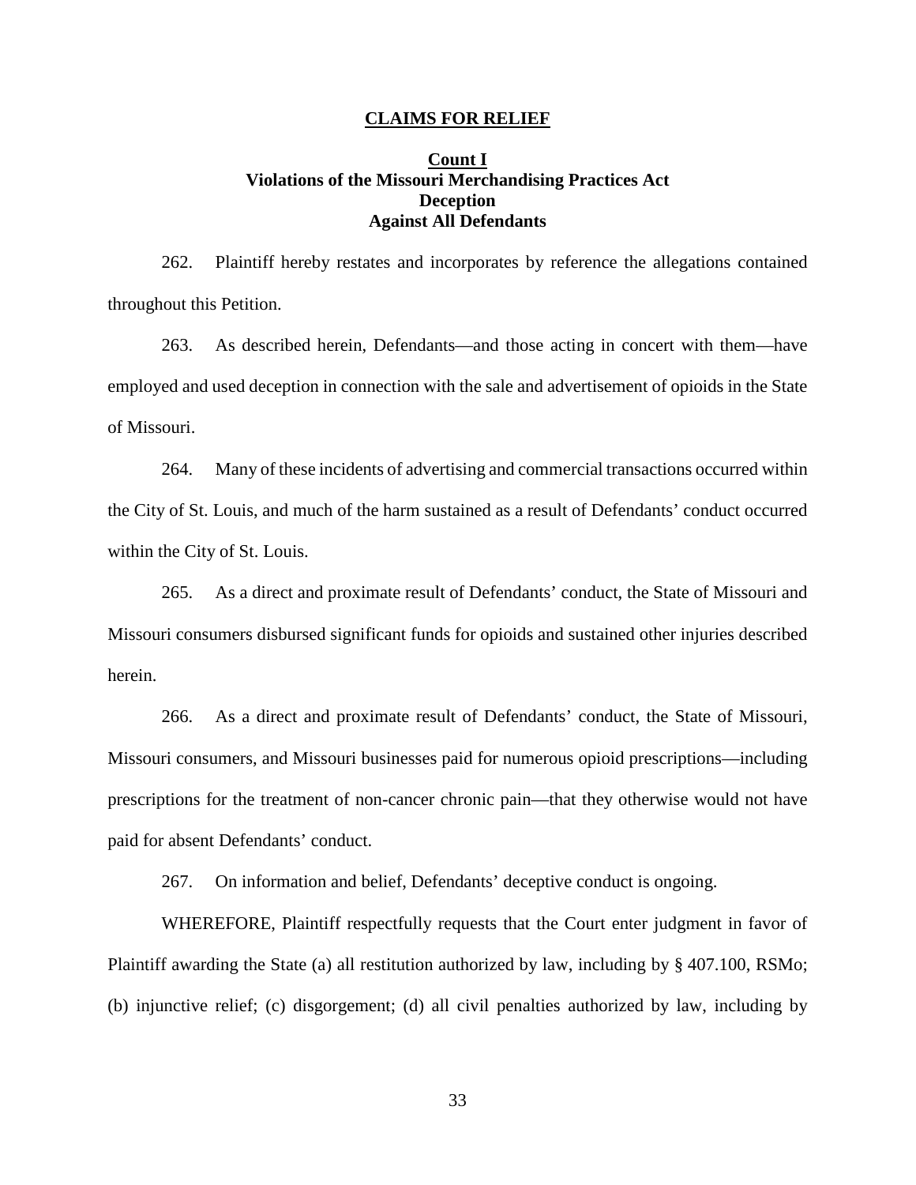## CLAIMS FOR RELIEF

### Count I
### Violations of the Missouri Merchandising Practices Act
### Deception
### Against All Defendants

262. Plaintiff hereby restates and incorporates by reference the allegations contained throughout this Petition.

263. As described herein, Defendants—and those acting in concert with them—have employed and used deception in connection with the sale and advertisement of opioids in the State of Missouri.

264. Many of these incidents of advertising and commercial transactions occurred within the City of St. Louis, and much of the harm sustained as a result of Defendants' conduct occurred within the City of St. Louis.

265. As a direct and proximate result of Defendants' conduct, the State of Missouri and Missouri consumers disbursed significant funds for opioids and sustained other injuries described herein.

266. As a direct and proximate result of Defendants' conduct, the State of Missouri, Missouri consumers, and Missouri businesses paid for numerous opioid prescriptions—including prescriptions for the treatment of non-cancer chronic pain—that they otherwise would not have paid for absent Defendants' conduct.

267. On information and belief, Defendants' deceptive conduct is ongoing.

WHEREFORE, Plaintiff respectfully requests that the Court enter judgment in favor of Plaintiff awarding the State (a) all restitution authorized by law, including by § 407.100, RSMo; (b) injunctive relief; (c) disgorgement; (d) all civil penalties authorized by law, including by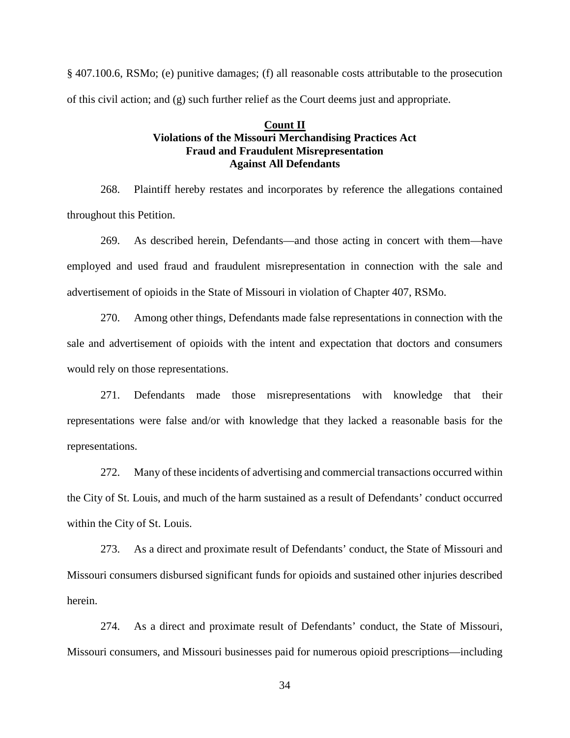§ 407.100.6, RSMo; (e) punitive damages; (f) all reasonable costs attributable to the prosecution of this civil action; and (g) such further relief as the Court deems just and appropriate.

**Count II**
**Violations of the Missouri Merchandising Practices Act**
**Fraud and Fraudulent Misrepresentation**
**Against All Defendants**

268. Plaintiff hereby restates and incorporates by reference the allegations contained throughout this Petition.

269. As described herein, Defendants—and those acting in concert with them—have employed and used fraud and fraudulent misrepresentation in connection with the sale and advertisement of opioids in the State of Missouri in violation of Chapter 407, RSMo.

270. Among other things, Defendants made false representations in connection with the sale and advertisement of opioids with the intent and expectation that doctors and consumers would rely on those representations.

271. Defendants made those misrepresentations with knowledge that their representations were false and/or with knowledge that they lacked a reasonable basis for the representations.

272. Many of these incidents of advertising and commercial transactions occurred within the City of St. Louis, and much of the harm sustained as a result of Defendants' conduct occurred within the City of St. Louis.

273. As a direct and proximate result of Defendants' conduct, the State of Missouri and Missouri consumers disbursed significant funds for opioids and sustained other injuries described herein.

274. As a direct and proximate result of Defendants' conduct, the State of Missouri, Missouri consumers, and Missouri businesses paid for numerous opioid prescriptions—including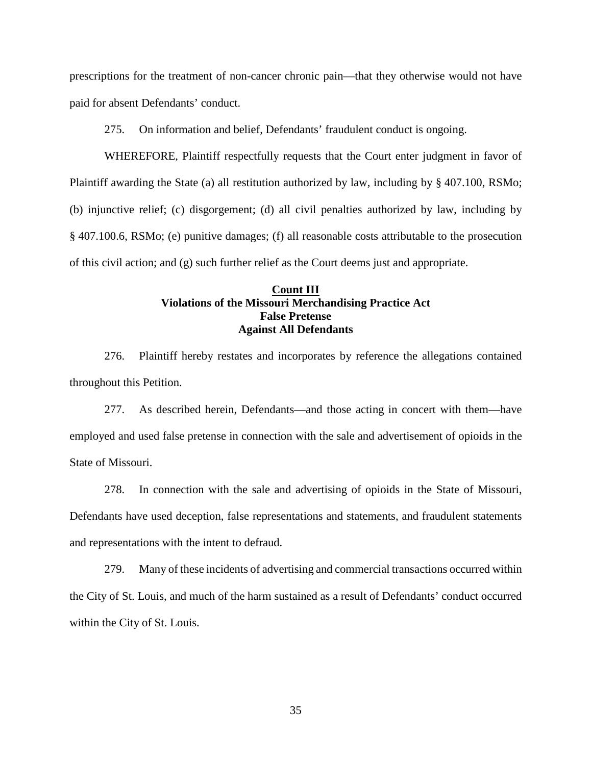prescriptions for the treatment of non-cancer chronic pain—that they otherwise would not have paid for absent Defendants' conduct.

275. On information and belief, Defendants' fraudulent conduct is ongoing.

WHEREFORE, Plaintiff respectfully requests that the Court enter judgment in favor of Plaintiff awarding the State (a) all restitution authorized by law, including by § 407.100, RSMo; (b) injunctive relief; (c) disgorgement; (d) all civil penalties authorized by law, including by § 407.100.6, RSMo; (e) punitive damages; (f) all reasonable costs attributable to the prosecution of this civil action; and (g) such further relief as the Court deems just and appropriate.

**Count III**
**Violations of the Missouri Merchandising Practice Act**
**False Pretense**
**Against All Defendants**

276. Plaintiff hereby restates and incorporates by reference the allegations contained throughout this Petition.

277. As described herein, Defendants—and those acting in concert with them—have employed and used false pretense in connection with the sale and advertisement of opioids in the State of Missouri.

278. In connection with the sale and advertising of opioids in the State of Missouri, Defendants have used deception, false representations and statements, and fraudulent statements and representations with the intent to defraud.

279. Many of these incidents of advertising and commercial transactions occurred within the City of St. Louis, and much of the harm sustained as a result of Defendants' conduct occurred within the City of St. Louis.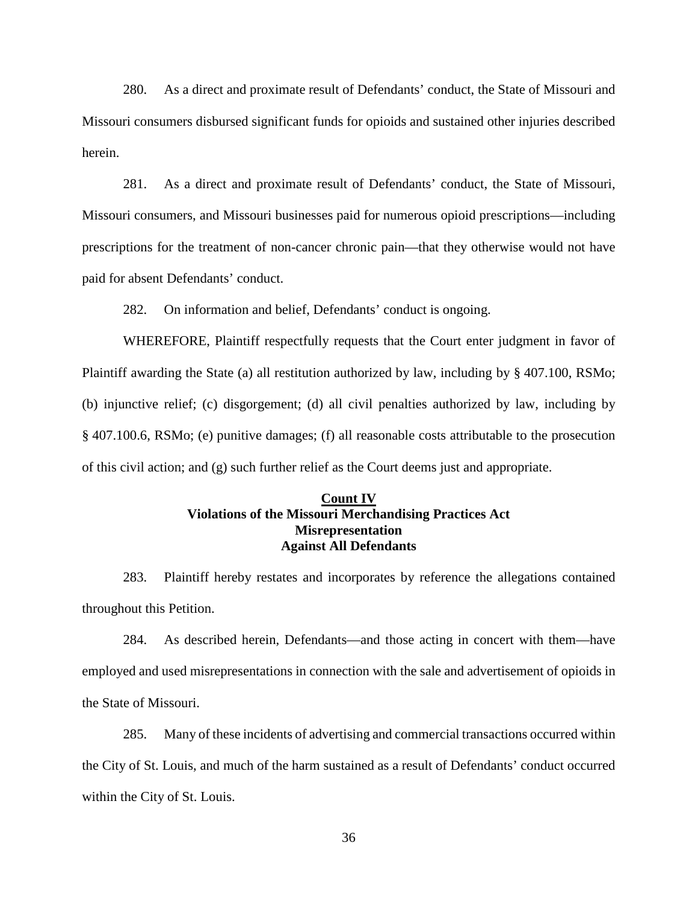280. As a direct and proximate result of Defendants' conduct, the State of Missouri and Missouri consumers disbursed significant funds for opioids and sustained other injuries described herein.

281. As a direct and proximate result of Defendants' conduct, the State of Missouri, Missouri consumers, and Missouri businesses paid for numerous opioid prescriptions—including prescriptions for the treatment of non-cancer chronic pain—that they otherwise would not have paid for absent Defendants' conduct.

282. On information and belief, Defendants' conduct is ongoing.

WHEREFORE, Plaintiff respectfully requests that the Court enter judgment in favor of Plaintiff awarding the State (a) all restitution authorized by law, including by § 407.100, RSMo; (b) injunctive relief; (c) disgorgement; (d) all civil penalties authorized by law, including by § 407.100.6, RSMo; (e) punitive damages; (f) all reasonable costs attributable to the prosecution of this civil action; and (g) such further relief as the Court deems just and appropriate.

**Count IV**
**Violations of the Missouri Merchandising Practices Act**
**Misrepresentation**
**Against All Defendants**

283. Plaintiff hereby restates and incorporates by reference the allegations contained throughout this Petition.

284. As described herein, Defendants—and those acting in concert with them—have employed and used misrepresentations in connection with the sale and advertisement of opioids in the State of Missouri.

285. Many of these incidents of advertising and commercial transactions occurred within the City of St. Louis, and much of the harm sustained as a result of Defendants' conduct occurred within the City of St. Louis.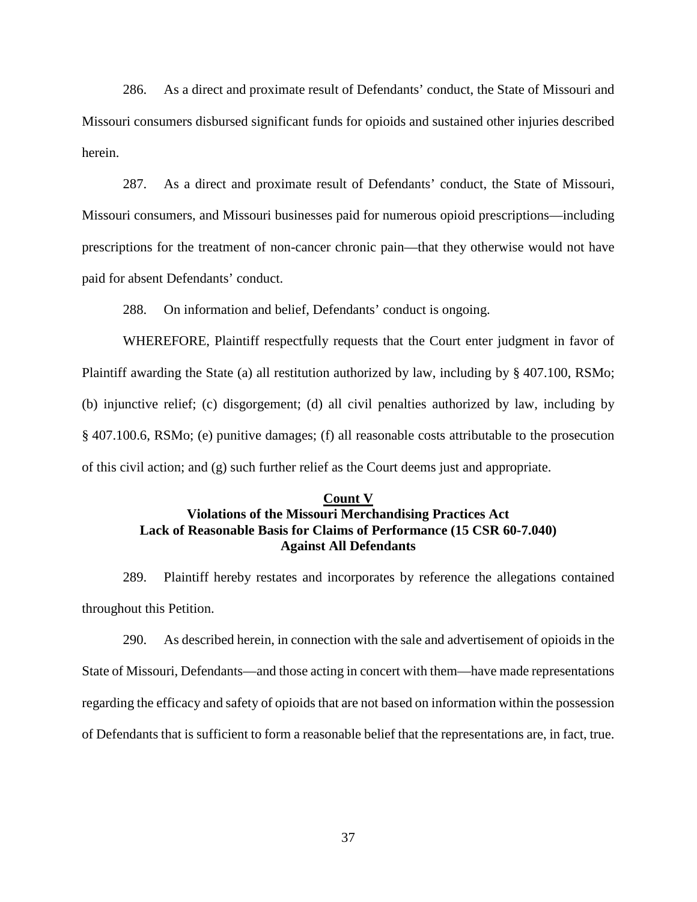286. As a direct and proximate result of Defendants' conduct, the State of Missouri and Missouri consumers disbursed significant funds for opioids and sustained other injuries described herein.

287. As a direct and proximate result of Defendants' conduct, the State of Missouri, Missouri consumers, and Missouri businesses paid for numerous opioid prescriptions—including prescriptions for the treatment of non-cancer chronic pain—that they otherwise would not have paid for absent Defendants' conduct.

288. On information and belief, Defendants' conduct is ongoing.

WHEREFORE, Plaintiff respectfully requests that the Court enter judgment in favor of Plaintiff awarding the State (a) all restitution authorized by law, including by § 407.100, RSMo; (b) injunctive relief; (c) disgorgement; (d) all civil penalties authorized by law, including by § 407.100.6, RSMo; (e) punitive damages; (f) all reasonable costs attributable to the prosecution of this civil action; and (g) such further relief as the Court deems just and appropriate.

## Count V
### Violations of the Missouri Merchandising Practices Act
### Lack of Reasonable Basis for Claims of Performance (15 CSR 60-7.040)
### Against All Defendants

289. Plaintiff hereby restates and incorporates by reference the allegations contained throughout this Petition.

290. As described herein, in connection with the sale and advertisement of opioids in the State of Missouri, Defendants—and those acting in concert with them—have made representations regarding the efficacy and safety of opioids that are not based on information within the possession of Defendants that is sufficient to form a reasonable belief that the representations are, in fact, true.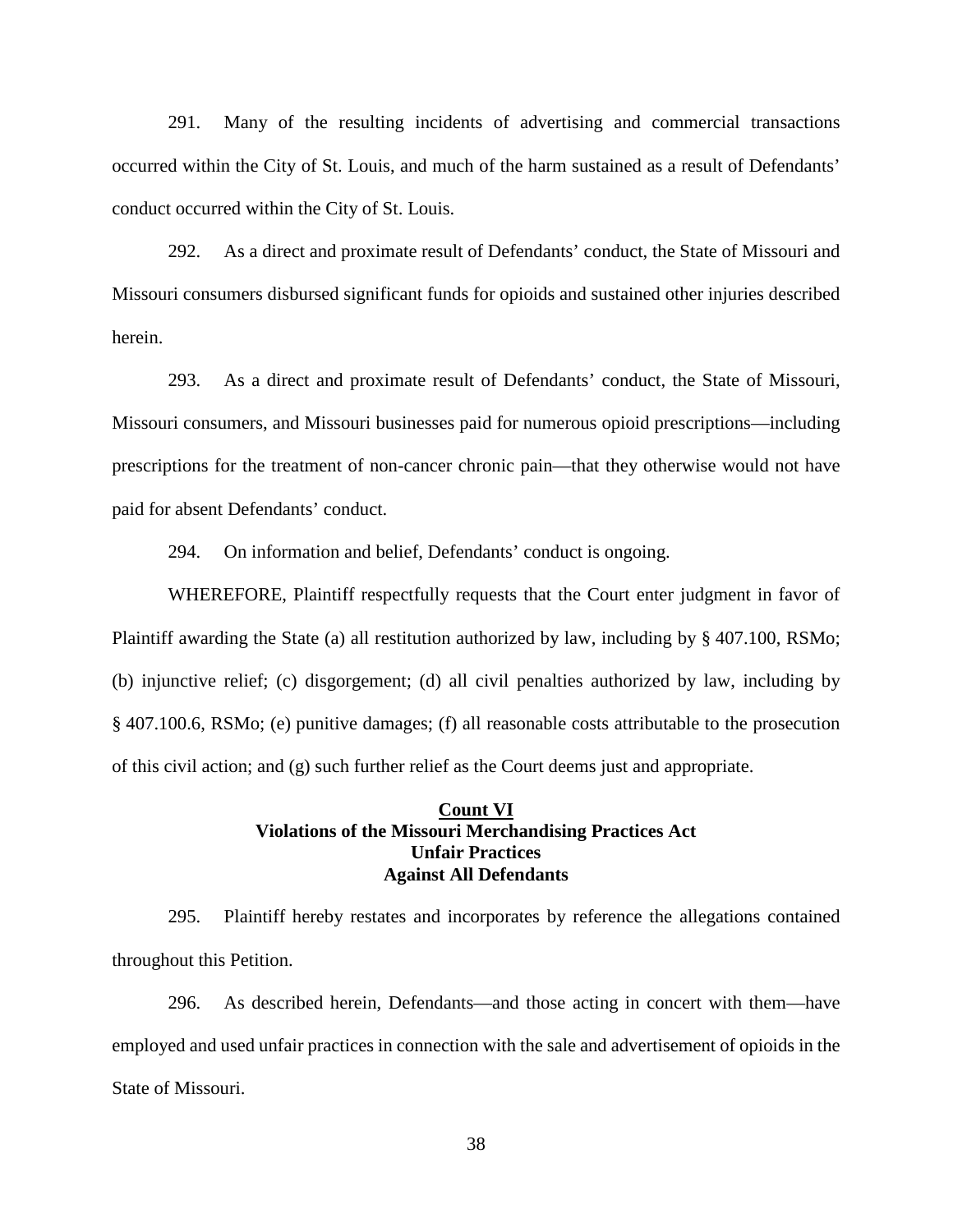291. Many of the resulting incidents of advertising and commercial transactions occurred within the City of St. Louis, and much of the harm sustained as a result of Defendants' conduct occurred within the City of St. Louis.

292. As a direct and proximate result of Defendants' conduct, the State of Missouri and Missouri consumers disbursed significant funds for opioids and sustained other injuries described herein.

293. As a direct and proximate result of Defendants' conduct, the State of Missouri, Missouri consumers, and Missouri businesses paid for numerous opioid prescriptions—including prescriptions for the treatment of non-cancer chronic pain—that they otherwise would not have paid for absent Defendants' conduct.

294. On information and belief, Defendants' conduct is ongoing.

WHEREFORE, Plaintiff respectfully requests that the Court enter judgment in favor of Plaintiff awarding the State (a) all restitution authorized by law, including by § 407.100, RSMo; (b) injunctive relief; (c) disgorgement; (d) all civil penalties authorized by law, including by § 407.100.6, RSMo; (e) punitive damages; (f) all reasonable costs attributable to the prosecution of this civil action; and (g) such further relief as the Court deems just and appropriate.

## Count VI
## Violations of the Missouri Merchandising Practices Act
## Unfair Practices
## Against All Defendants

295. Plaintiff hereby restates and incorporates by reference the allegations contained throughout this Petition.

296. As described herein, Defendants—and those acting in concert with them—have employed and used unfair practices in connection with the sale and advertisement of opioids in the State of Missouri.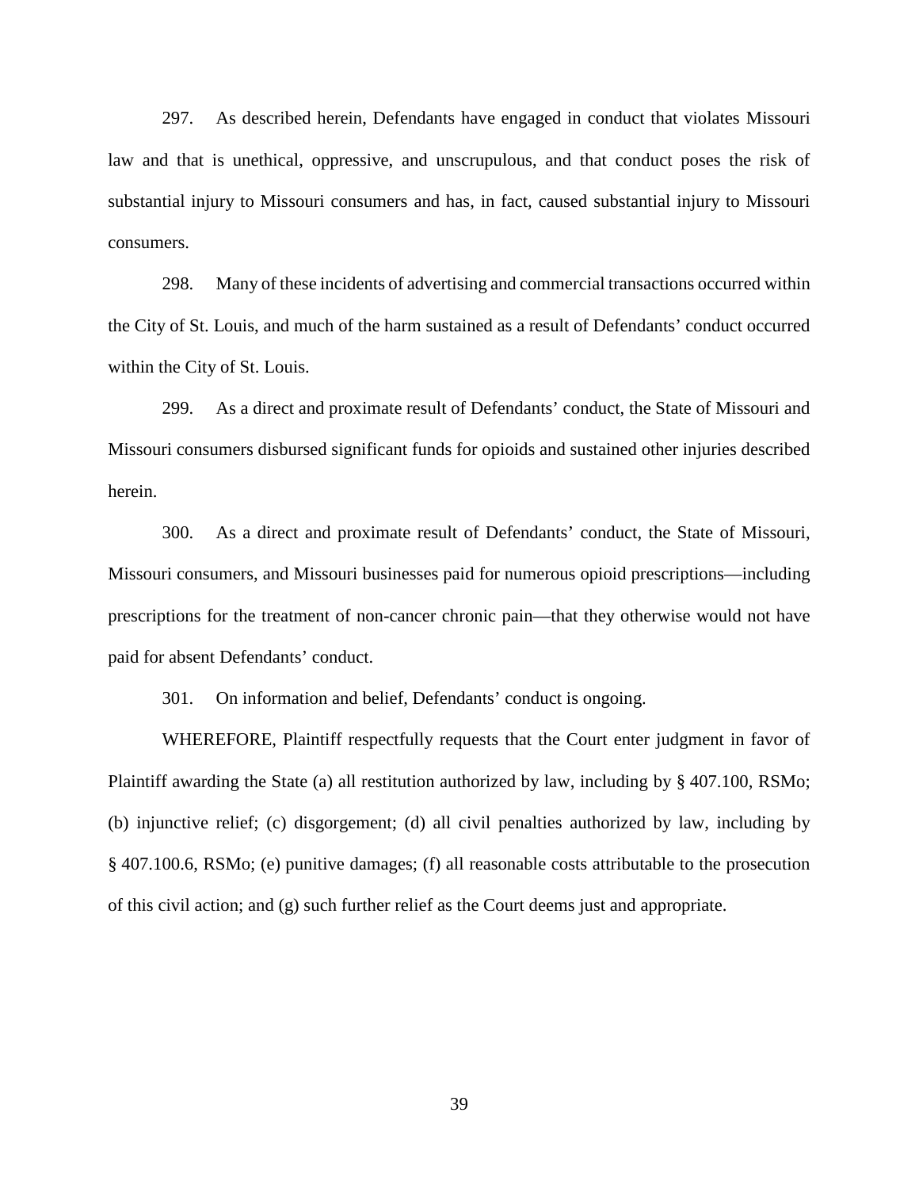297. As described herein, Defendants have engaged in conduct that violates Missouri law and that is unethical, oppressive, and unscrupulous, and that conduct poses the risk of substantial injury to Missouri consumers and has, in fact, caused substantial injury to Missouri consumers.

298. Many of these incidents of advertising and commercial transactions occurred within the City of St. Louis, and much of the harm sustained as a result of Defendants' conduct occurred within the City of St. Louis.

299. As a direct and proximate result of Defendants' conduct, the State of Missouri and Missouri consumers disbursed significant funds for opioids and sustained other injuries described herein.

300. As a direct and proximate result of Defendants' conduct, the State of Missouri, Missouri consumers, and Missouri businesses paid for numerous opioid prescriptions—including prescriptions for the treatment of non-cancer chronic pain—that they otherwise would not have paid for absent Defendants' conduct.

301. On information and belief, Defendants' conduct is ongoing.

WHEREFORE, Plaintiff respectfully requests that the Court enter judgment in favor of Plaintiff awarding the State (a) all restitution authorized by law, including by § 407.100, RSMo; (b) injunctive relief; (c) disgorgement; (d) all civil penalties authorized by law, including by § 407.100.6, RSMo; (e) punitive damages; (f) all reasonable costs attributable to the prosecution of this civil action; and (g) such further relief as the Court deems just and appropriate.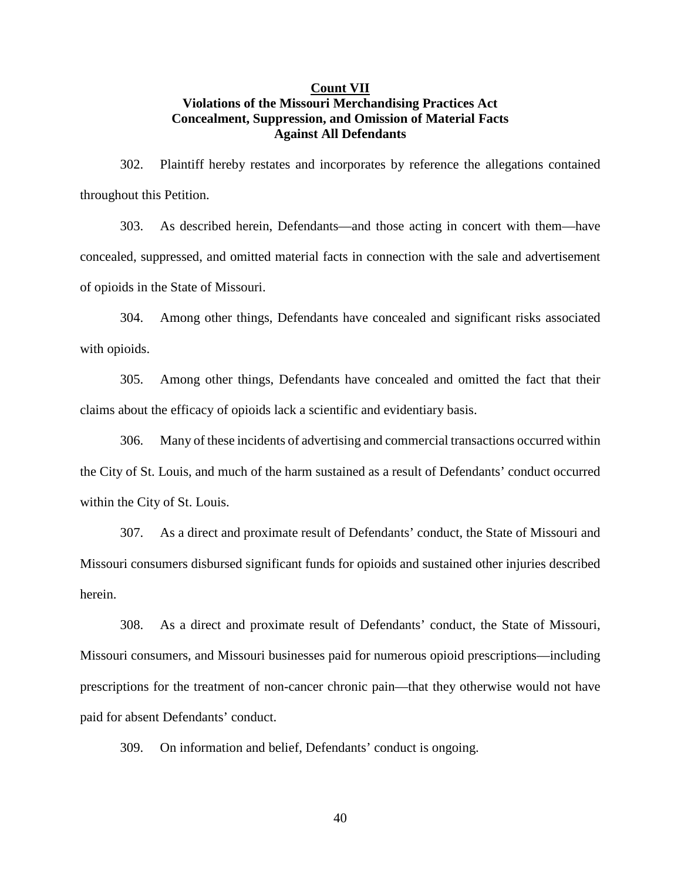**<u>Count VII</u>**
**Violations of the Missouri Merchandising Practices Act**
**Concealment, Suppression, and Omission of Material Facts**
**Against All Defendants**

302. Plaintiff hereby restates and incorporates by reference the allegations contained throughout this Petition.

303. As described herein, Defendants—and those acting in concert with them—have concealed, suppressed, and omitted material facts in connection with the sale and advertisement of opioids in the State of Missouri.

304. Among other things, Defendants have concealed and significant risks associated with opioids.

305. Among other things, Defendants have concealed and omitted the fact that their claims about the efficacy of opioids lack a scientific and evidentiary basis.

306. Many of these incidents of advertising and commercial transactions occurred within the City of St. Louis, and much of the harm sustained as a result of Defendants' conduct occurred within the City of St. Louis.

307. As a direct and proximate result of Defendants' conduct, the State of Missouri and Missouri consumers disbursed significant funds for opioids and sustained other injuries described herein.

308. As a direct and proximate result of Defendants' conduct, the State of Missouri, Missouri consumers, and Missouri businesses paid for numerous opioid prescriptions—including prescriptions for the treatment of non-cancer chronic pain—that they otherwise would not have paid for absent Defendants' conduct.

309. On information and belief, Defendants' conduct is ongoing.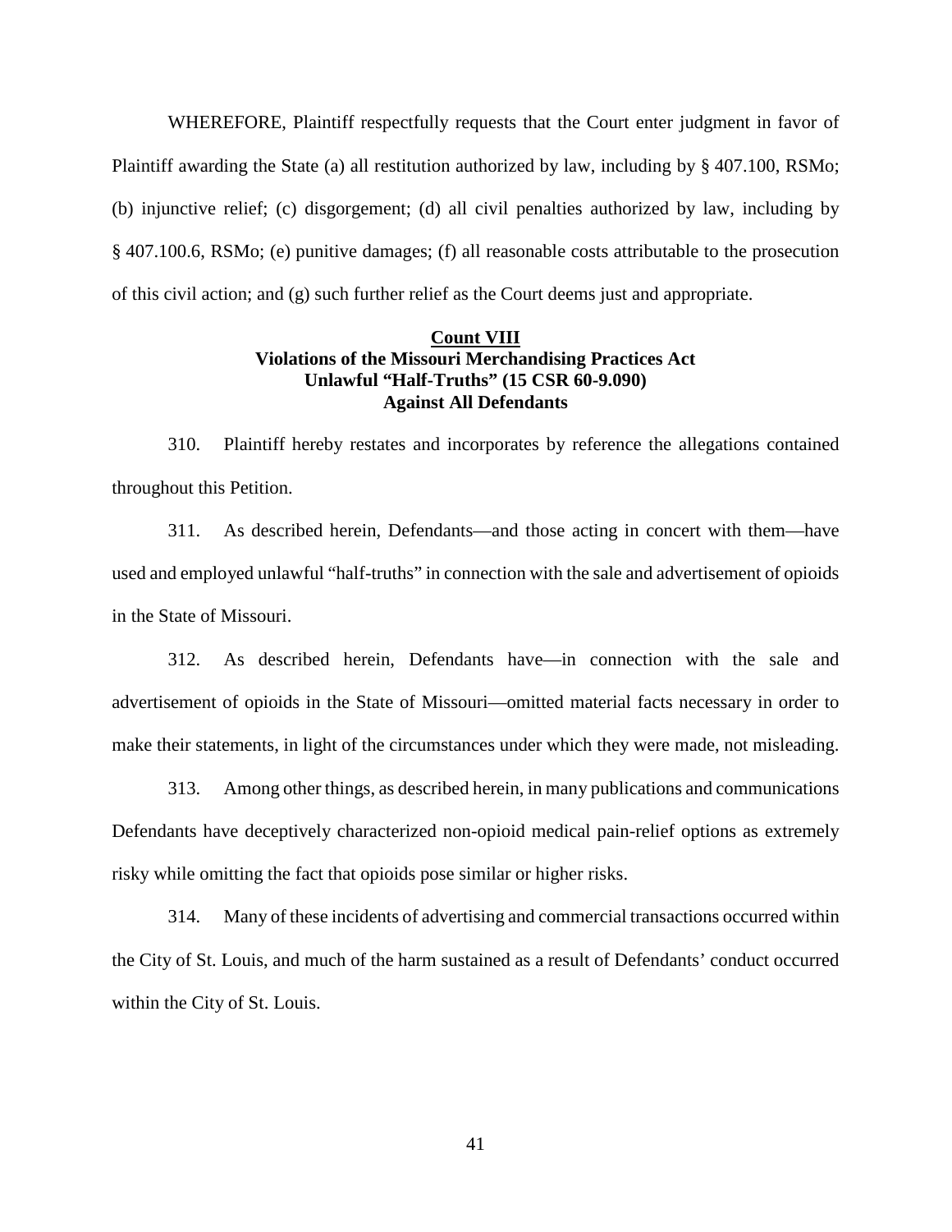WHEREFORE, Plaintiff respectfully requests that the Court enter judgment in favor of Plaintiff awarding the State (a) all restitution authorized by law, including by § 407.100, RSMo; (b) injunctive relief; (c) disgorgement; (d) all civil penalties authorized by law, including by § 407.100.6, RSMo; (e) punitive damages; (f) all reasonable costs attributable to the prosecution of this civil action; and (g) such further relief as the Court deems just and appropriate.

**Count VIII**
**Violations of the Missouri Merchandising Practices Act**
**Unlawful "Half-Truths" (15 CSR 60-9.090)**
**Against All Defendants**

310. Plaintiff hereby restates and incorporates by reference the allegations contained throughout this Petition.

311. As described herein, Defendants—and those acting in concert with them—have used and employed unlawful "half-truths" in connection with the sale and advertisement of opioids in the State of Missouri.

312. As described herein, Defendants have—in connection with the sale and advertisement of opioids in the State of Missouri—omitted material facts necessary in order to make their statements, in light of the circumstances under which they were made, not misleading.

313. Among other things, as described herein, in many publications and communications Defendants have deceptively characterized non-opioid medical pain-relief options as extremely risky while omitting the fact that opioids pose similar or higher risks.

314. Many of these incidents of advertising and commercial transactions occurred within the City of St. Louis, and much of the harm sustained as a result of Defendants' conduct occurred within the City of St. Louis.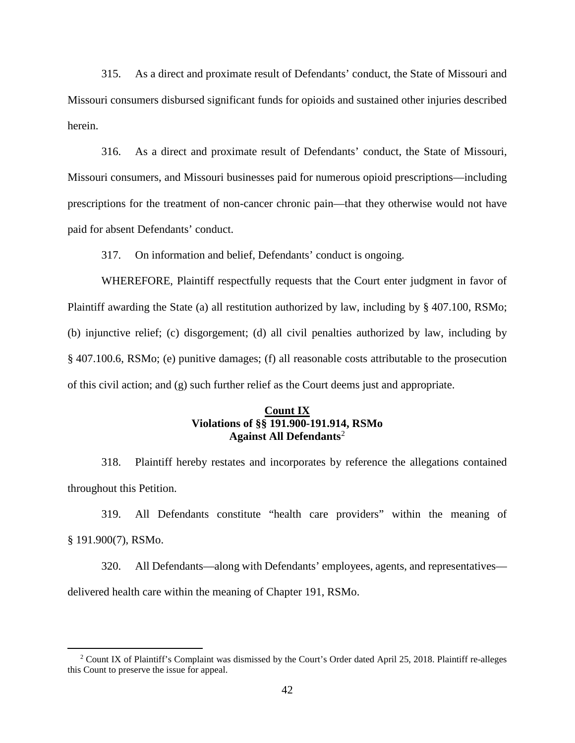315. As a direct and proximate result of Defendants' conduct, the State of Missouri and Missouri consumers disbursed significant funds for opioids and sustained other injuries described herein.

316. As a direct and proximate result of Defendants' conduct, the State of Missouri, Missouri consumers, and Missouri businesses paid for numerous opioid prescriptions—including prescriptions for the treatment of non-cancer chronic pain—that they otherwise would not have paid for absent Defendants' conduct.

317. On information and belief, Defendants' conduct is ongoing.

WHEREFORE, Plaintiff respectfully requests that the Court enter judgment in favor of Plaintiff awarding the State (a) all restitution authorized by law, including by § 407.100, RSMo; (b) injunctive relief; (c) disgorgement; (d) all civil penalties authorized by law, including by § 407.100.6, RSMo; (e) punitive damages; (f) all reasonable costs attributable to the prosecution of this civil action; and (g) such further relief as the Court deems just and appropriate.

**Count IX**
**Violations of §§ 191.900-191.914, RSMo**
**Against All Defendants**[2]

318. Plaintiff hereby restates and incorporates by reference the allegations contained throughout this Petition.

319. All Defendants constitute "health care providers" within the meaning of § 191.900(7), RSMo.

320. All Defendants—along with Defendants' employees, agents, and representatives—delivered health care within the meaning of Chapter 191, RSMo.

[2] Count IX of Plaintiff's Complaint was dismissed by the Court's Order dated April 25, 2018. Plaintiff re-alleges this Count to preserve the issue for appeal.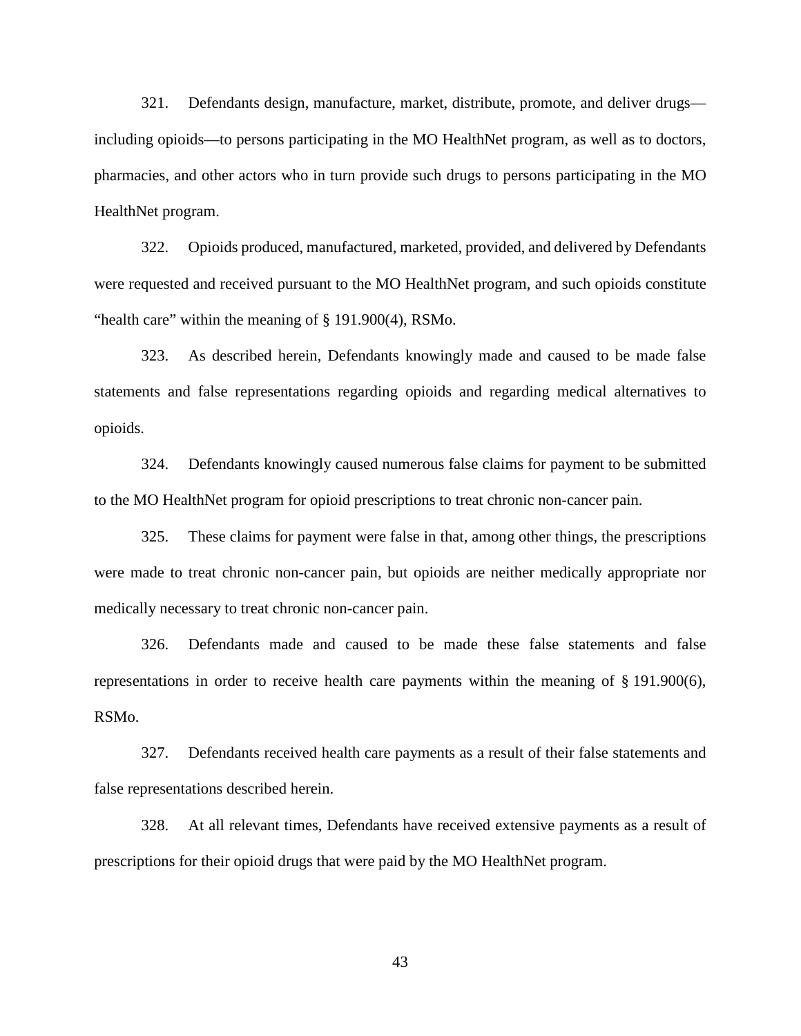321. Defendants design, manufacture, market, distribute, promote, and deliver drugs—including opioids—to persons participating in the MO HealthNet program, as well as to doctors, pharmacies, and other actors who in turn provide such drugs to persons participating in the MO HealthNet program.

322. Opioids produced, manufactured, marketed, provided, and delivered by Defendants were requested and received pursuant to the MO HealthNet program, and such opioids constitute "health care" within the meaning of § 191.900(4), RSMo.

323. As described herein, Defendants knowingly made and caused to be made false statements and false representations regarding opioids and regarding medical alternatives to opioids.

324. Defendants knowingly caused numerous false claims for payment to be submitted to the MO HealthNet program for opioid prescriptions to treat chronic non-cancer pain.

325. These claims for payment were false in that, among other things, the prescriptions were made to treat chronic non-cancer pain, but opioids are neither medically appropriate nor medically necessary to treat chronic non-cancer pain.

326. Defendants made and caused to be made these false statements and false representations in order to receive health care payments within the meaning of § 191.900(6), RSMo.

327. Defendants received health care payments as a result of their false statements and false representations described herein.

328. At all relevant times, Defendants have received extensive payments as a result of prescriptions for their opioid drugs that were paid by the MO HealthNet program.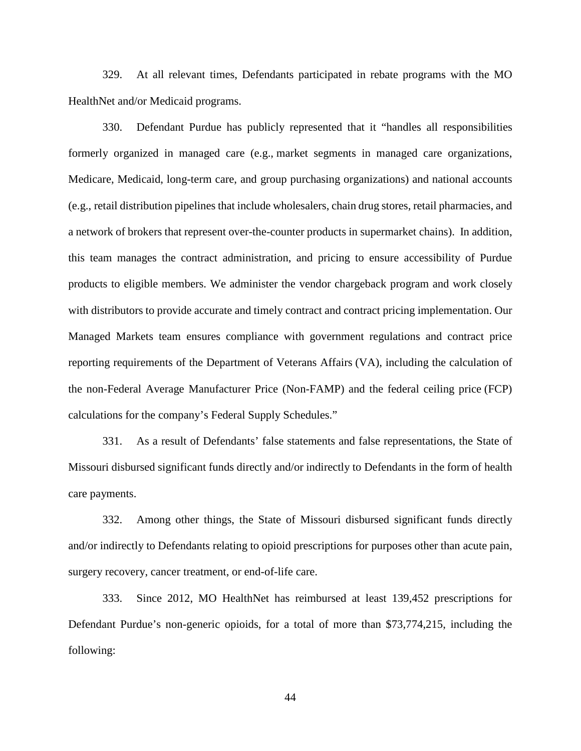329. At all relevant times, Defendants participated in rebate programs with the MO HealthNet and/or Medicaid programs.

330. Defendant Purdue has publicly represented that it "handles all responsibilities formerly organized in managed care (e.g., market segments in managed care organizations, Medicare, Medicaid, long-term care, and group purchasing organizations) and national accounts (e.g., retail distribution pipelines that include wholesalers, chain drug stores, retail pharmacies, and a network of brokers that represent over-the-counter products in supermarket chains). In addition, this team manages the contract administration, and pricing to ensure accessibility of Purdue products to eligible members. We administer the vendor chargeback program and work closely with distributors to provide accurate and timely contract and contract pricing implementation. Our Managed Markets team ensures compliance with government regulations and contract price reporting requirements of the Department of Veterans Affairs (VA), including the calculation of the non-Federal Average Manufacturer Price (Non-FAMP) and the federal ceiling price (FCP) calculations for the company's Federal Supply Schedules."

331. As a result of Defendants' false statements and false representations, the State of Missouri disbursed significant funds directly and/or indirectly to Defendants in the form of health care payments.

332. Among other things, the State of Missouri disbursed significant funds directly and/or indirectly to Defendants relating to opioid prescriptions for purposes other than acute pain, surgery recovery, cancer treatment, or end-of-life care.

333. Since 2012, MO HealthNet has reimbursed at least 139,452 prescriptions for Defendant Purdue's non-generic opioids, for a total of more than $73,774,215, including the following: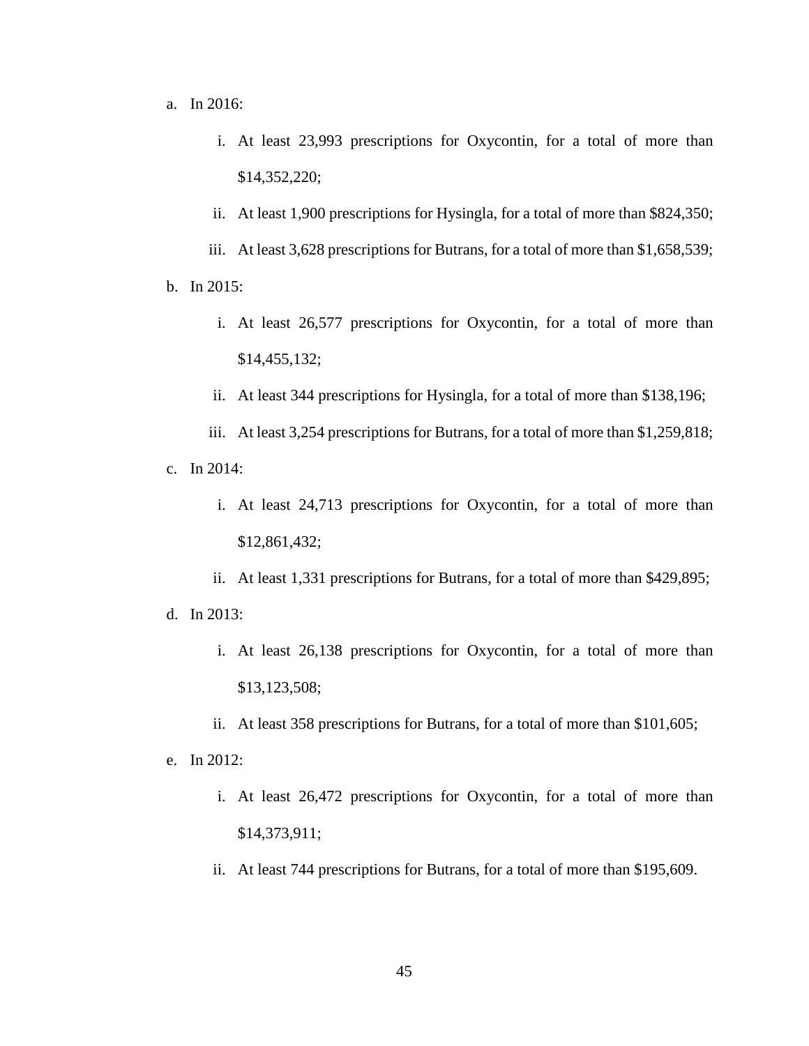a. In 2016:

    i. At least 23,993 prescriptions for Oxycontin, for a total of more than $14,352,220;

    ii. At least 1,900 prescriptions for Hysingla, for a total of more than $824,350;

    iii. At least 3,628 prescriptions for Butrans, for a total of more than $1,658,539;

b. In 2015:

    i. At least 26,577 prescriptions for Oxycontin, for a total of more than $14,455,132;

    ii. At least 344 prescriptions for Hysingla, for a total of more than $138,196;

    iii. At least 3,254 prescriptions for Butrans, for a total of more than $1,259,818;

c. In 2014:

    i. At least 24,713 prescriptions for Oxycontin, for a total of more than $12,861,432;

    ii. At least 1,331 prescriptions for Butrans, for a total of more than $429,895;

d. In 2013:

    i. At least 26,138 prescriptions for Oxycontin, for a total of more than $13,123,508;

    ii. At least 358 prescriptions for Butrans, for a total of more than $101,605;

e. In 2012:

    i. At least 26,472 prescriptions for Oxycontin, for a total of more than $14,373,911;

    ii. At least 744 prescriptions for Butrans, for a total of more than $195,609.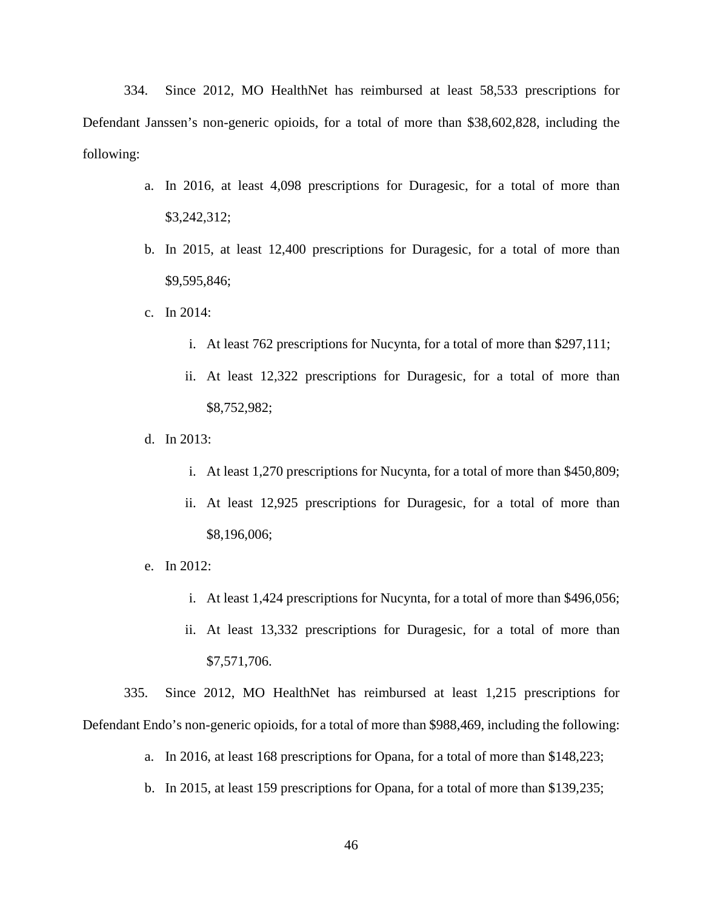334. Since 2012, MO HealthNet has reimbursed at least 58,533 prescriptions for Defendant Janssen's non-generic opioids, for a total of more than $38,602,828, including the following:

a. In 2016, at least 4,098 prescriptions for Duragesic, for a total of more than $3,242,312;

b. In 2015, at least 12,400 prescriptions for Duragesic, for a total of more than $9,595,846;

c. In 2014:

   i. At least 762 prescriptions for Nucynta, for a total of more than $297,111;

   ii. At least 12,322 prescriptions for Duragesic, for a total of more than $8,752,982;

d. In 2013:

   i. At least 1,270 prescriptions for Nucynta, for a total of more than $450,809;

   ii. At least 12,925 prescriptions for Duragesic, for a total of more than $8,196,006;

e. In 2012:

   i. At least 1,424 prescriptions for Nucynta, for a total of more than $496,056;

   ii. At least 13,332 prescriptions for Duragesic, for a total of more than $7,571,706.

335. Since 2012, MO HealthNet has reimbursed at least 1,215 prescriptions for Defendant Endo's non-generic opioids, for a total of more than $988,469, including the following:

a. In 2016, at least 168 prescriptions for Opana, for a total of more than $148,223;

b. In 2015, at least 159 prescriptions for Opana, for a total of more than $139,235;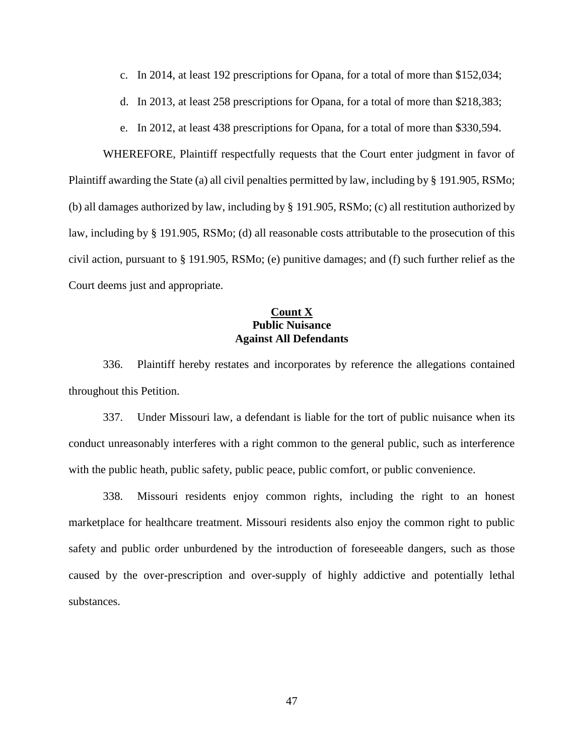c. In 2014, at least 192 prescriptions for Opana, for a total of more than $152,034;

d. In 2013, at least 258 prescriptions for Opana, for a total of more than $218,383;

e. In 2012, at least 438 prescriptions for Opana, for a total of more than $330,594.

WHEREFORE, Plaintiff respectfully requests that the Court enter judgment in favor of Plaintiff awarding the State (a) all civil penalties permitted by law, including by § 191.905, RSMo; (b) all damages authorized by law, including by § 191.905, RSMo; (c) all restitution authorized by law, including by § 191.905, RSMo; (d) all reasonable costs attributable to the prosecution of this civil action, pursuant to § 191.905, RSMo; (e) punitive damages; and (f) such further relief as the Court deems just and appropriate.

**Count X**
**Public Nuisance**
**Against All Defendants**

336. Plaintiff hereby restates and incorporates by reference the allegations contained throughout this Petition.

337. Under Missouri law, a defendant is liable for the tort of public nuisance when its conduct unreasonably interferes with a right common to the general public, such as interference with the public heath, public safety, public peace, public comfort, or public convenience.

338. Missouri residents enjoy common rights, including the right to an honest marketplace for healthcare treatment. Missouri residents also enjoy the common right to public safety and public order unburdened by the introduction of foreseeable dangers, such as those caused by the over-prescription and over-supply of highly addictive and potentially lethal substances.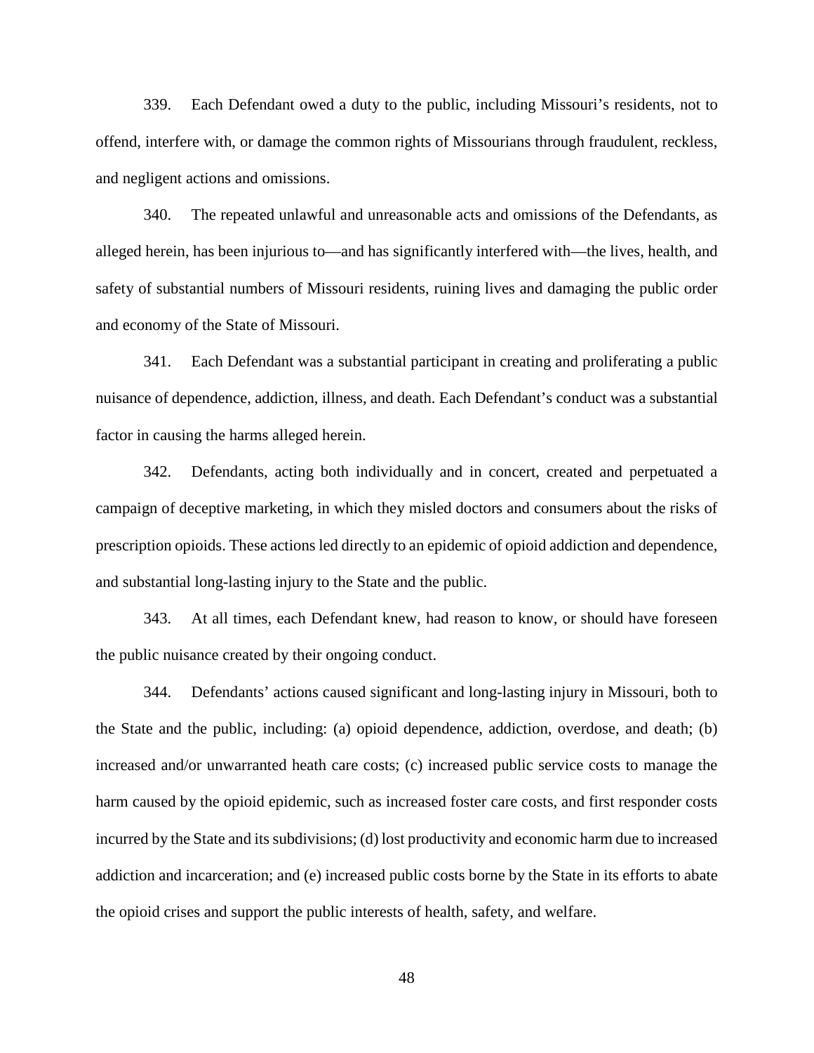339. Each Defendant owed a duty to the public, including Missouri's residents, not to offend, interfere with, or damage the common rights of Missourians through fraudulent, reckless, and negligent actions and omissions.

340. The repeated unlawful and unreasonable acts and omissions of the Defendants, as alleged herein, has been injurious to—and has significantly interfered with—the lives, health, and safety of substantial numbers of Missouri residents, ruining lives and damaging the public order and economy of the State of Missouri.

341. Each Defendant was a substantial participant in creating and proliferating a public nuisance of dependence, addiction, illness, and death. Each Defendant's conduct was a substantial factor in causing the harms alleged herein.

342. Defendants, acting both individually and in concert, created and perpetuated a campaign of deceptive marketing, in which they misled doctors and consumers about the risks of prescription opioids. These actions led directly to an epidemic of opioid addiction and dependence, and substantial long-lasting injury to the State and the public.

343. At all times, each Defendant knew, had reason to know, or should have foreseen the public nuisance created by their ongoing conduct.

344. Defendants' actions caused significant and long-lasting injury in Missouri, both to the State and the public, including: (a) opioid dependence, addiction, overdose, and death; (b) increased and/or unwarranted heath care costs; (c) increased public service costs to manage the harm caused by the opioid epidemic, such as increased foster care costs, and first responder costs incurred by the State and its subdivisions; (d) lost productivity and economic harm due to increased addiction and incarceration; and (e) increased public costs borne by the State in its efforts to abate the opioid crises and support the public interests of health, safety, and welfare.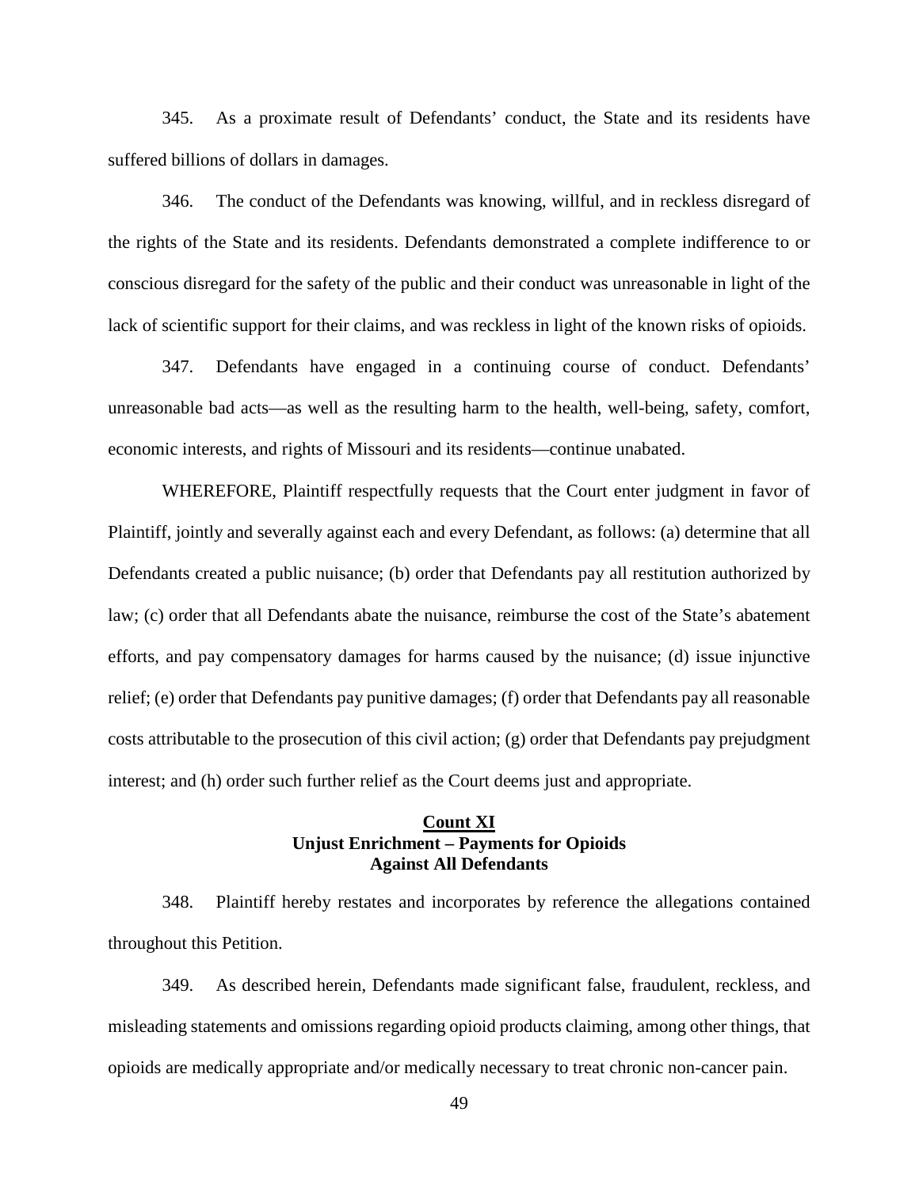345. As a proximate result of Defendants' conduct, the State and its residents have suffered billions of dollars in damages.

346. The conduct of the Defendants was knowing, willful, and in reckless disregard of the rights of the State and its residents. Defendants demonstrated a complete indifference to or conscious disregard for the safety of the public and their conduct was unreasonable in light of the lack of scientific support for their claims, and was reckless in light of the known risks of opioids.

347. Defendants have engaged in a continuing course of conduct. Defendants' unreasonable bad acts—as well as the resulting harm to the health, well-being, safety, comfort, economic interests, and rights of Missouri and its residents—continue unabated.

WHEREFORE, Plaintiff respectfully requests that the Court enter judgment in favor of Plaintiff, jointly and severally against each and every Defendant, as follows: (a) determine that all Defendants created a public nuisance; (b) order that Defendants pay all restitution authorized by law; (c) order that all Defendants abate the nuisance, reimburse the cost of the State's abatement efforts, and pay compensatory damages for harms caused by the nuisance; (d) issue injunctive relief; (e) order that Defendants pay punitive damages; (f) order that Defendants pay all reasonable costs attributable to the prosecution of this civil action; (g) order that Defendants pay prejudgment interest; and (h) order such further relief as the Court deems just and appropriate.

## Count XI
## Unjust Enrichment – Payments for Opioids
## Against All Defendants

348. Plaintiff hereby restates and incorporates by reference the allegations contained throughout this Petition.

349. As described herein, Defendants made significant false, fraudulent, reckless, and misleading statements and omissions regarding opioid products claiming, among other things, that opioids are medically appropriate and/or medically necessary to treat chronic non-cancer pain.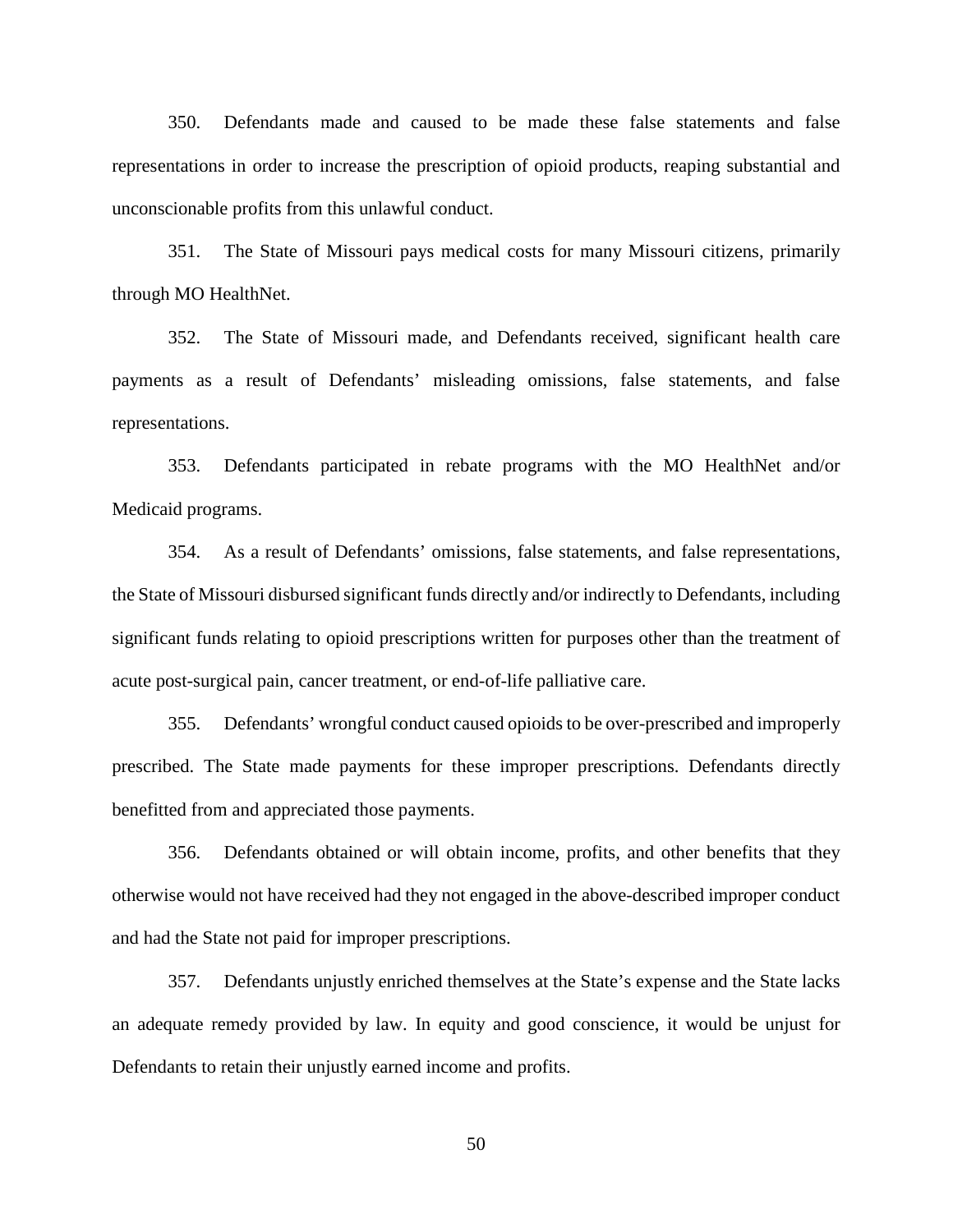350. Defendants made and caused to be made these false statements and false representations in order to increase the prescription of opioid products, reaping substantial and unconscionable profits from this unlawful conduct.

351. The State of Missouri pays medical costs for many Missouri citizens, primarily through MO HealthNet.

352. The State of Missouri made, and Defendants received, significant health care payments as a result of Defendants' misleading omissions, false statements, and false representations.

353. Defendants participated in rebate programs with the MO HealthNet and/or Medicaid programs.

354. As a result of Defendants' omissions, false statements, and false representations, the State of Missouri disbursed significant funds directly and/or indirectly to Defendants, including significant funds relating to opioid prescriptions written for purposes other than the treatment of acute post-surgical pain, cancer treatment, or end-of-life palliative care.

355. Defendants' wrongful conduct caused opioids to be over-prescribed and improperly prescribed. The State made payments for these improper prescriptions. Defendants directly benefitted from and appreciated those payments.

356. Defendants obtained or will obtain income, profits, and other benefits that they otherwise would not have received had they not engaged in the above-described improper conduct and had the State not paid for improper prescriptions.

357. Defendants unjustly enriched themselves at the State's expense and the State lacks an adequate remedy provided by law. In equity and good conscience, it would be unjust for Defendants to retain their unjustly earned income and profits.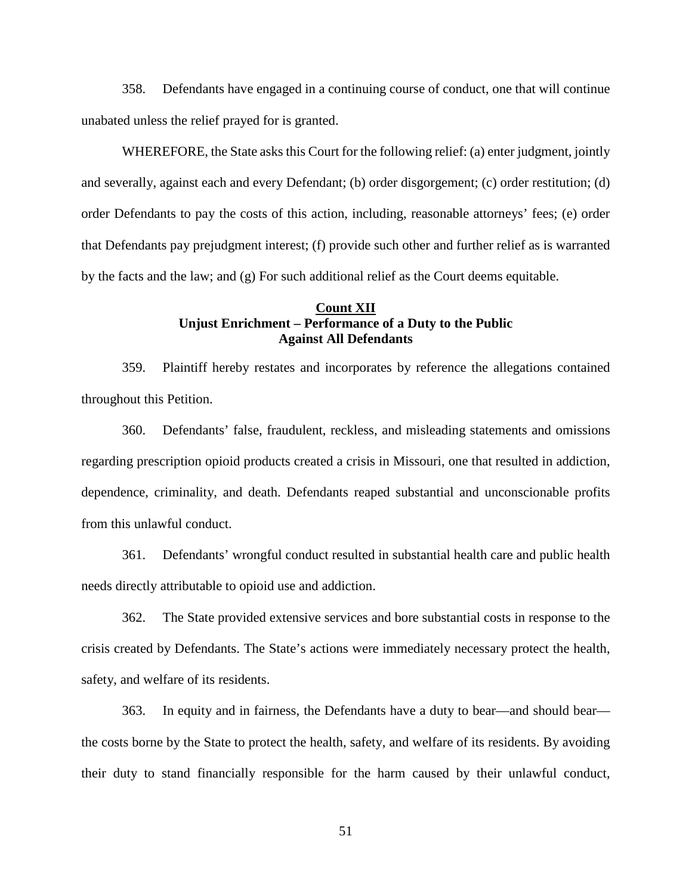358. Defendants have engaged in a continuing course of conduct, one that will continue unabated unless the relief prayed for is granted.

WHEREFORE, the State asks this Court for the following relief: (a) enter judgment, jointly and severally, against each and every Defendant; (b) order disgorgement; (c) order restitution; (d) order Defendants to pay the costs of this action, including, reasonable attorneys' fees; (e) order that Defendants pay prejudgment interest; (f) provide such other and further relief as is warranted by the facts and the law; and (g) For such additional relief as the Court deems equitable.

**Count XII**
**Unjust Enrichment – Performance of a Duty to the Public**
**Against All Defendants**

359. Plaintiff hereby restates and incorporates by reference the allegations contained throughout this Petition.

360. Defendants' false, fraudulent, reckless, and misleading statements and omissions regarding prescription opioid products created a crisis in Missouri, one that resulted in addiction, dependence, criminality, and death. Defendants reaped substantial and unconscionable profits from this unlawful conduct.

361. Defendants' wrongful conduct resulted in substantial health care and public health needs directly attributable to opioid use and addiction.

362. The State provided extensive services and bore substantial costs in response to the crisis created by Defendants. The State's actions were immediately necessary protect the health, safety, and welfare of its residents.

363. In equity and in fairness, the Defendants have a duty to bear—and should bear—the costs borne by the State to protect the health, safety, and welfare of its residents. By avoiding their duty to stand financially responsible for the harm caused by their unlawful conduct,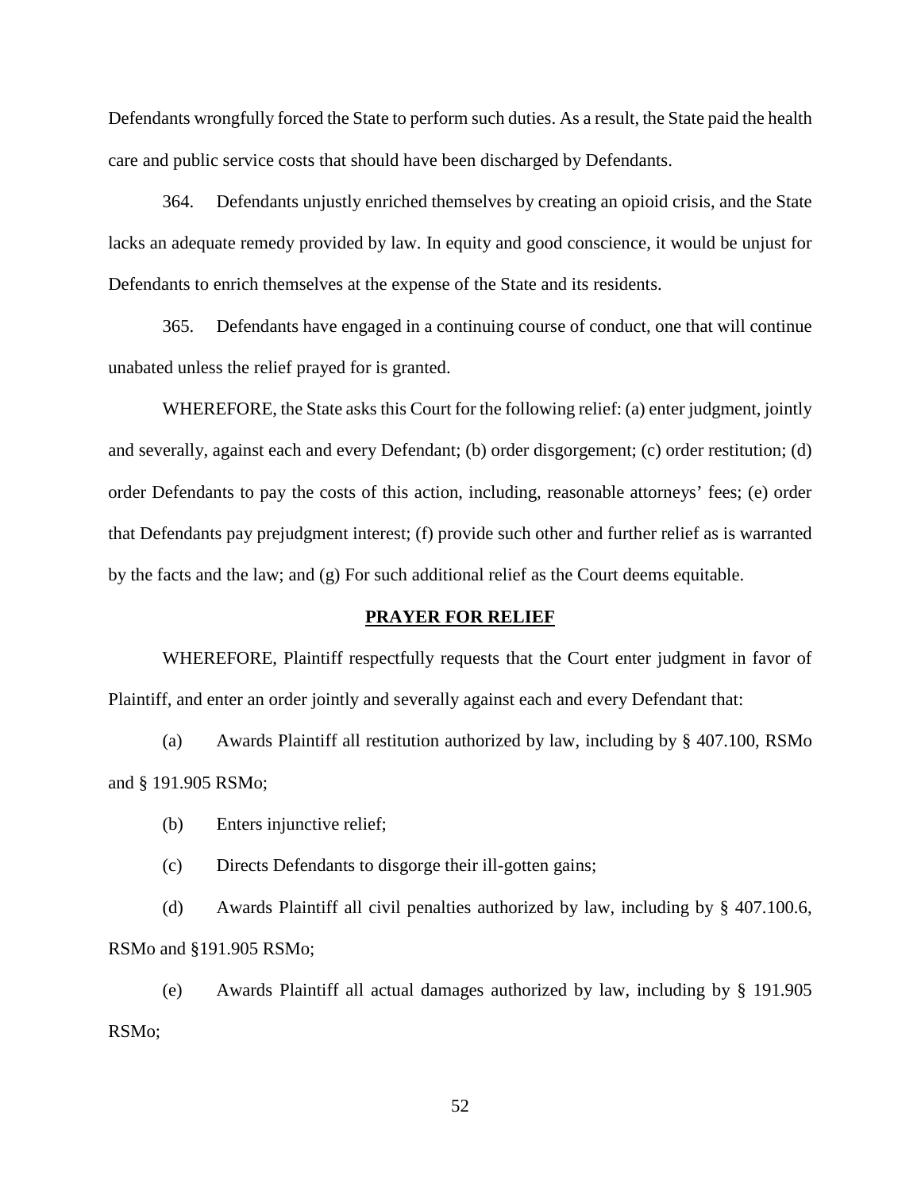Defendants wrongfully forced the State to perform such duties. As a result, the State paid the health care and public service costs that should have been discharged by Defendants.

364. Defendants unjustly enriched themselves by creating an opioid crisis, and the State lacks an adequate remedy provided by law. In equity and good conscience, it would be unjust for Defendants to enrich themselves at the expense of the State and its residents.

365. Defendants have engaged in a continuing course of conduct, one that will continue unabated unless the relief prayed for is granted.

WHEREFORE, the State asks this Court for the following relief: (a) enter judgment, jointly and severally, against each and every Defendant; (b) order disgorgement; (c) order restitution; (d) order Defendants to pay the costs of this action, including, reasonable attorneys' fees; (e) order that Defendants pay prejudgment interest; (f) provide such other and further relief as is warranted by the facts and the law; and (g) For such additional relief as the Court deems equitable.

## **PRAYER FOR RELIEF**

WHEREFORE, Plaintiff respectfully requests that the Court enter judgment in favor of Plaintiff, and enter an order jointly and severally against each and every Defendant that:

(a) Awards Plaintiff all restitution authorized by law, including by § 407.100, RSMo and § 191.905 RSMo;

(b) Enters injunctive relief;

(c) Directs Defendants to disgorge their ill-gotten gains;

(d) Awards Plaintiff all civil penalties authorized by law, including by § 407.100.6, RSMo and §191.905 RSMo;

(e) Awards Plaintiff all actual damages authorized by law, including by § 191.905 RSMo;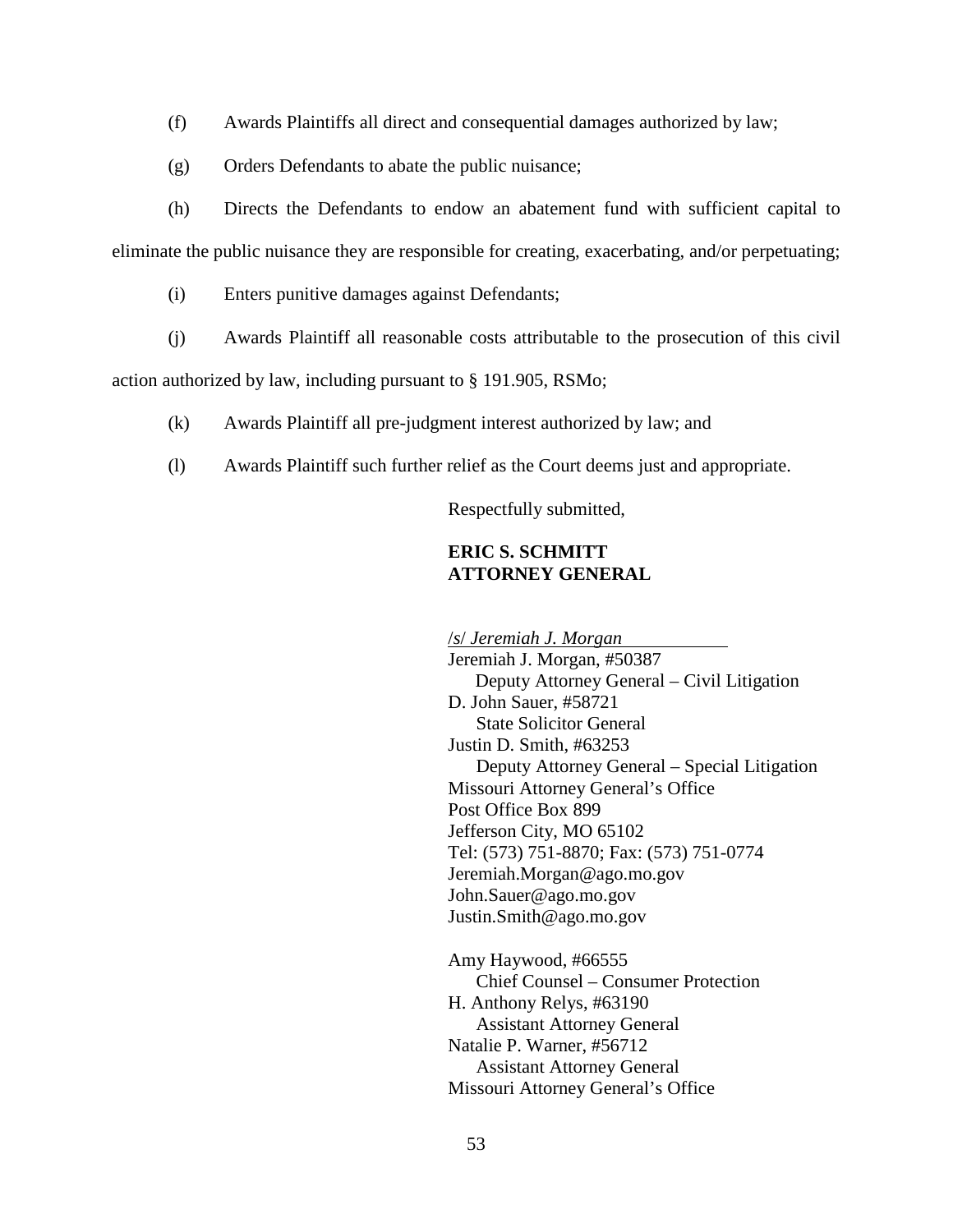(f) Awards Plaintiffs all direct and consequential damages authorized by law;

(g) Orders Defendants to abate the public nuisance;

(h) Directs the Defendants to endow an abatement fund with sufficient capital to eliminate the public nuisance they are responsible for creating, exacerbating, and/or perpetuating;

(i) Enters punitive damages against Defendants;

(j) Awards Plaintiff all reasonable costs attributable to the prosecution of this civil action authorized by law, including pursuant to § 191.905, RSMo;

(k) Awards Plaintiff all pre-judgment interest authorized by law; and

(l) Awards Plaintiff such further relief as the Court deems just and appropriate.

Respectfully submitted,

**ERIC S. SCHMITT**
**ATTORNEY GENERAL**

/s/ *Jeremiah J. Morgan*
Jeremiah J. Morgan, #50387
Deputy Attorney General – Civil Litigation
D. John Sauer, #58721
State Solicitor General
Justin D. Smith, #63253
Deputy Attorney General – Special Litigation
Missouri Attorney General's Office
Post Office Box 899
Jefferson City, MO 65102
Tel: (573) 751-8870; Fax: (573) 751-0774
Jeremiah.Morgan@ago.mo.gov
John.Sauer@ago.mo.gov
Justin.Smith@ago.mo.gov

Amy Haywood, #66555
Chief Counsel – Consumer Protection
H. Anthony Relys, #63190
Assistant Attorney General
Natalie P. Warner, #56712
Assistant Attorney General
Missouri Attorney General's Office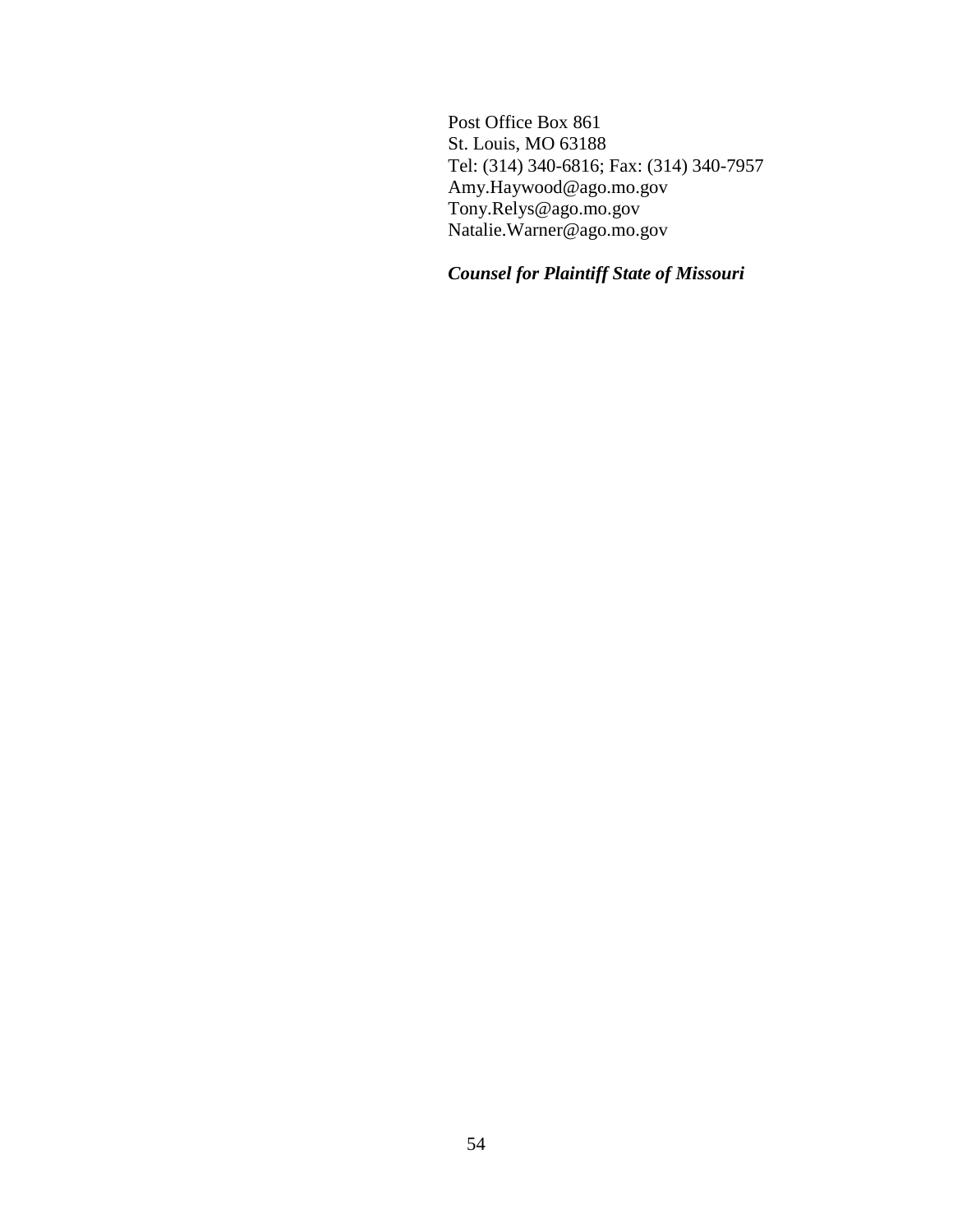Post Office Box 861
St. Louis, MO 63188
Tel: (314) 340-6816; Fax: (314) 340-7957
Amy.Haywood@ago.mo.gov
Tony.Relys@ago.mo.gov
Natalie.Warner@ago.mo.gov

***Counsel for Plaintiff State of Missouri***